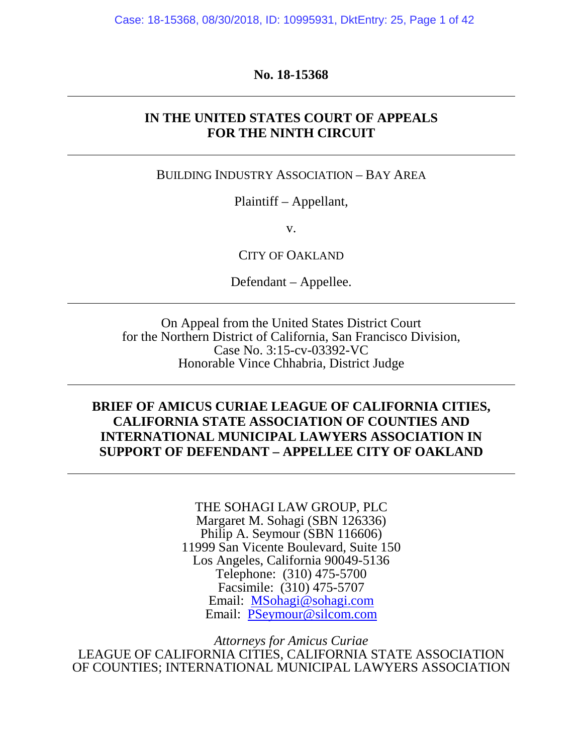**No. 18-15368**

---

**IN THE UNITED STATES COURT OF APPEALS**
**FOR THE NINTH CIRCUIT**

---

BUILDING INDUSTRY ASSOCIATION – BAY AREA

Plaintiff – Appellant,

v.

CITY OF OAKLAND

Defendant – Appellee.

---

On Appeal from the United States District Court
for the Northern District of California, San Francisco Division,
Case No. 3:15-cv-03392-VC
Honorable Vince Chhabria, District Judge

---

**BRIEF OF AMICUS CURIAE LEAGUE OF CALIFORNIA CITIES, CALIFORNIA STATE ASSOCIATION OF COUNTIES AND INTERNATIONAL MUNICIPAL LAWYERS ASSOCIATION IN SUPPORT OF DEFENDANT – APPELLEE CITY OF OAKLAND**

---

THE SOHAGI LAW GROUP, PLC
Margaret M. Sohagi (SBN 126336)
Philip A. Seymour (SBN 116606)
11999 San Vicente Boulevard, Suite 150
Los Angeles, California 90049-5136
Telephone: (310) 475-5700
Facsimile: (310) 475-5707
Email: MSohagi@sohagi.com
Email: PSeymour@silcom.com

*Attorneys for Amicus Curiae*
LEAGUE OF CALIFORNIA CITIES, CALIFORNIA STATE ASSOCIATION OF COUNTIES; INTERNATIONAL MUNICIPAL LAWYERS ASSOCIATION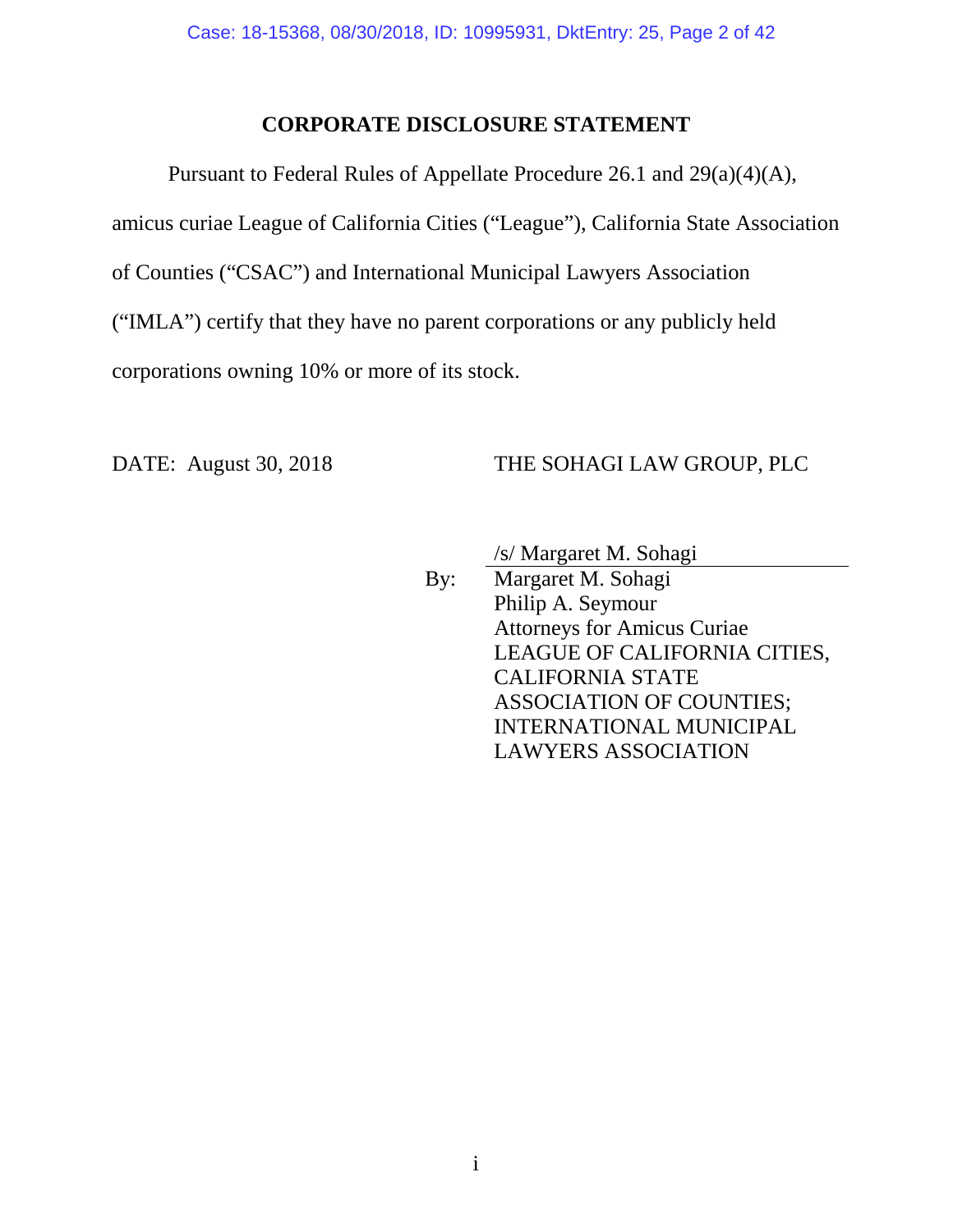# CORPORATE DISCLOSURE STATEMENT

Pursuant to Federal Rules of Appellate Procedure 26.1 and 29(a)(4)(A), amicus curiae League of California Cities ("League"), California State Association of Counties ("CSAC") and International Municipal Lawyers Association ("IMLA") certify that they have no parent corporations or any publicly held corporations owning 10% or more of its stock.

DATE: August 30, 2018

THE SOHAGI LAW GROUP, PLC

/s/ Margaret M. Sohagi

By: Margaret M. Sohagi
Philip A. Seymour
Attorneys for Amicus Curiae
LEAGUE OF CALIFORNIA CITIES,
CALIFORNIA STATE
ASSOCIATION OF COUNTIES;
INTERNATIONAL MUNICIPAL
LAWYERS ASSOCIATION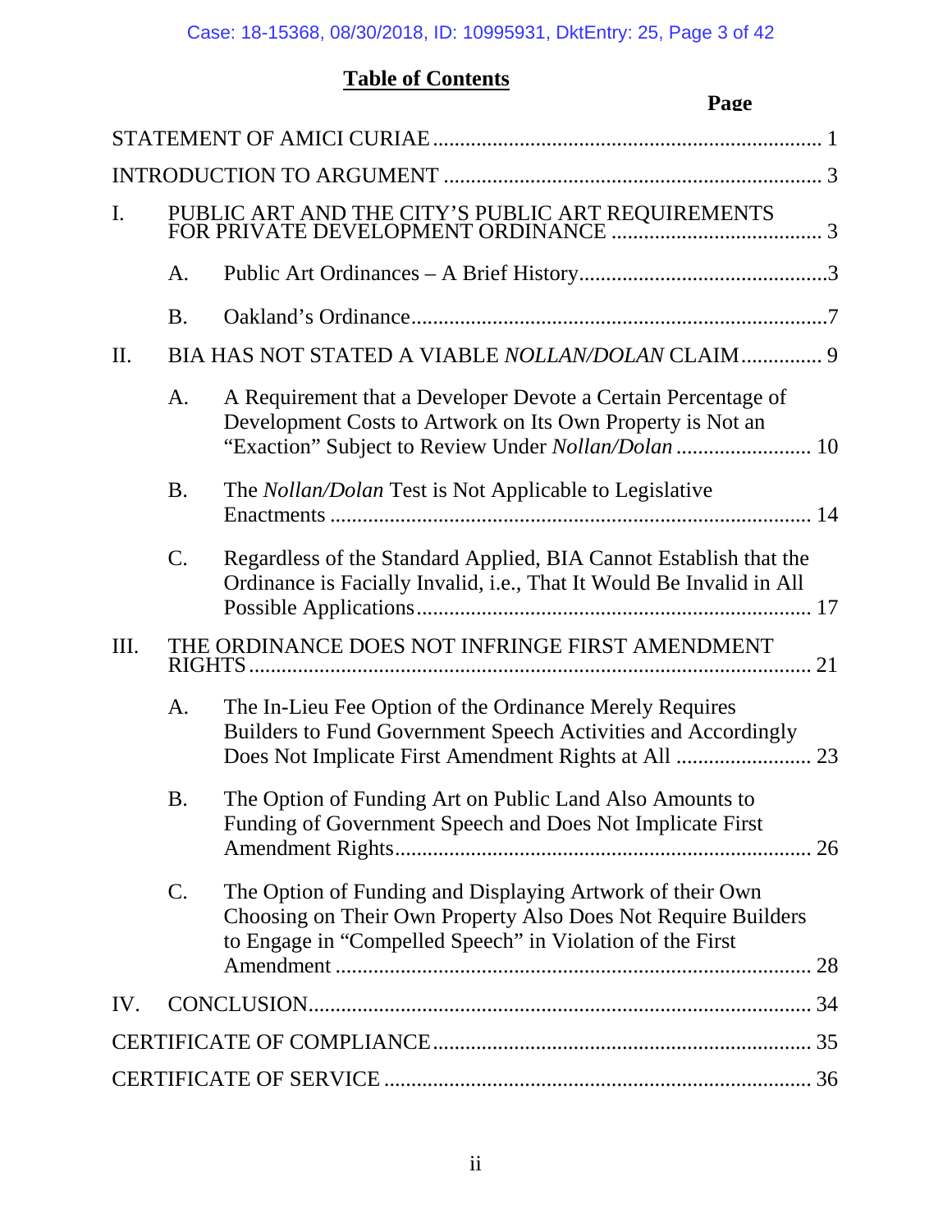# Table of Contents

| | | Page |
|---|---|---|
| STATEMENT OF AMICI CURIAE | | 1 |
| INTRODUCTION TO ARGUMENT | | 3 |
| I. | PUBLIC ART AND THE CITY'S PUBLIC ART REQUIREMENTS FOR PRIVATE DEVELOPMENT ORDINANCE | 3 |
| | A. Public Art Ordinances – A Brief History | 3 |
| | B. Oakland's Ordinance | 7 |
| II. | BIA HAS NOT STATED A VIABLE *NOLLAN/DOLAN* CLAIM | 9 |
| | A. A Requirement that a Developer Devote a Certain Percentage of Development Costs to Artwork on Its Own Property is Not an "Exaction" Subject to Review Under *Nollan/Dolan* | 10 |
| | B. The *Nollan/Dolan* Test is Not Applicable to Legislative Enactments | 14 |
| | C. Regardless of the Standard Applied, BIA Cannot Establish that the Ordinance is Facially Invalid, i.e., That It Would Be Invalid in All Possible Applications | 17 |
| III. | THE ORDINANCE DOES NOT INFRINGE FIRST AMENDMENT RIGHTS | 21 |
| | A. The In-Lieu Fee Option of the Ordinance Merely Requires Builders to Fund Government Speech Activities and Accordingly Does Not Implicate First Amendment Rights at All | 23 |
| | B. The Option of Funding Art on Public Land Also Amounts to Funding of Government Speech and Does Not Implicate First Amendment Rights | 26 |
| | C. The Option of Funding and Displaying Artwork of their Own Choosing on Their Own Property Also Does Not Require Builders to Engage in "Compelled Speech" in Violation of the First Amendment | 28 |
| IV. | CONCLUSION | 34 |
| CERTIFICATE OF COMPLIANCE | | 35 |
| CERTIFICATE OF SERVICE | | 36 |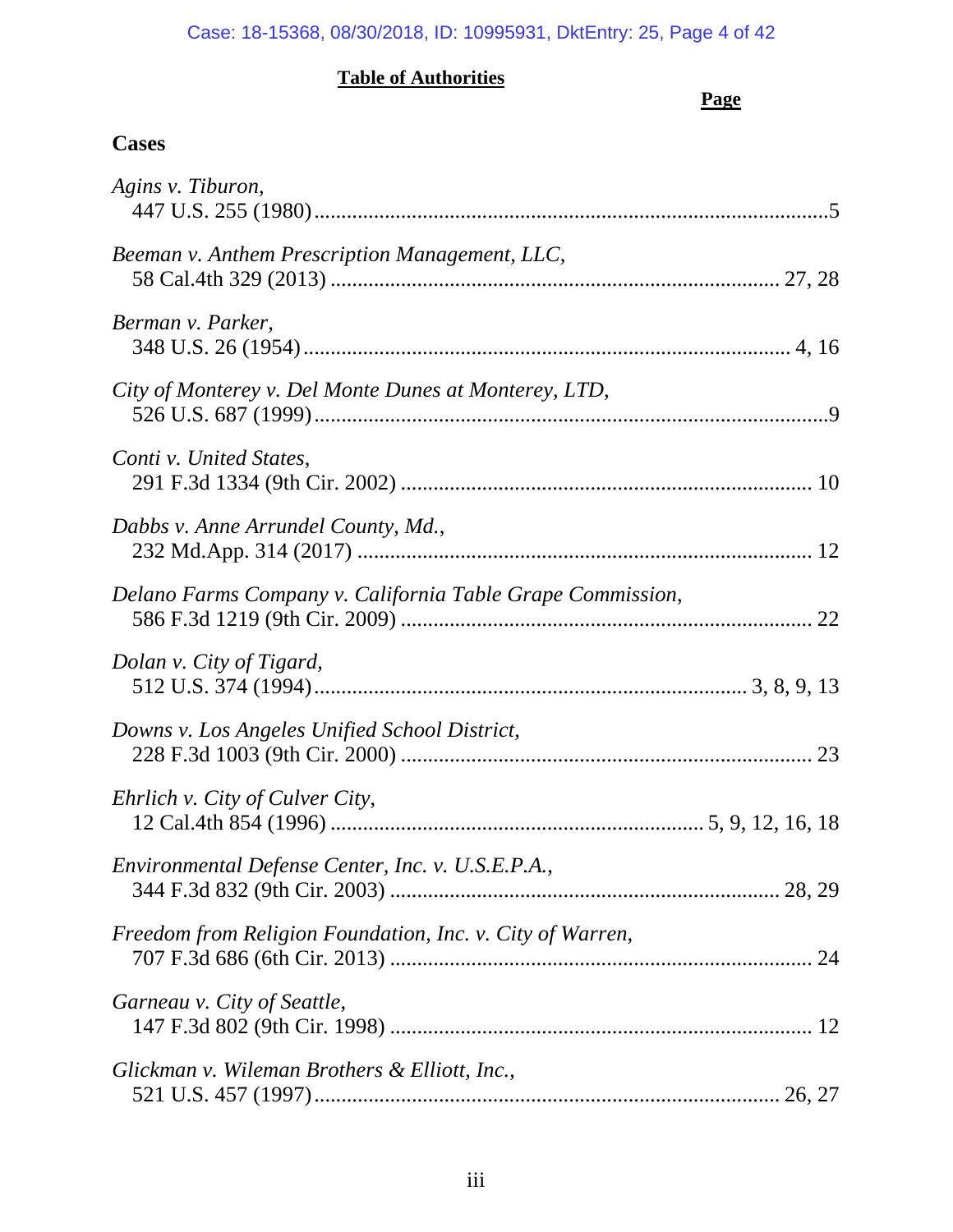## Table of Authorities

**Page**

### Cases

*Agins v. Tiburon*,
447 U.S. 255 (1980) ....................................................................................5

*Beeman v. Anthem Prescription Management, LLC*,
58 Cal.4th 329 (2013) ........................................................................ 27, 28

*Berman v. Parker*,
348 U.S. 26 (1954) ................................................................................ 4, 16

*City of Monterey v. Del Monte Dunes at Monterey, LTD*,
526 U.S. 687 (1999) ....................................................................................9

*Conti v. United States*,
291 F.3d 1334 (9th Cir. 2002) .................................................................. 10

*Dabbs v. Anne Arrundel County, Md.*,
232 Md.App. 314 (2017) .......................................................................... 12

*Delano Farms Company v. California Table Grape Commission*,
586 F.3d 1219 (9th Cir. 2009) .................................................................. 22

*Dolan v. City of Tigard*,
512 U.S. 374 (1994) .................................................................... 3, 8, 9, 13

*Downs v. Los Angeles Unified School District*,
228 F.3d 1003 (9th Cir. 2000) .................................................................. 23

*Ehrlich v. City of Culver City*,
12 Cal.4th 854 (1996) ........................................................... 5, 9, 12, 16, 18

*Environmental Defense Center, Inc. v. U.S.E.P.A.*,
344 F.3d 832 (9th Cir. 2003) ............................................................... 28, 29

*Freedom from Religion Foundation, Inc. v. City of Warren*,
707 F.3d 686 (6th Cir. 2013) .................................................................... 24

*Garneau v. City of Seattle*,
147 F.3d 802 (9th Cir. 1998) .................................................................... 12

*Glickman v. Wileman Brothers & Elliott, Inc.*,
521 U.S. 457 (1997) ............................................................................ 26, 27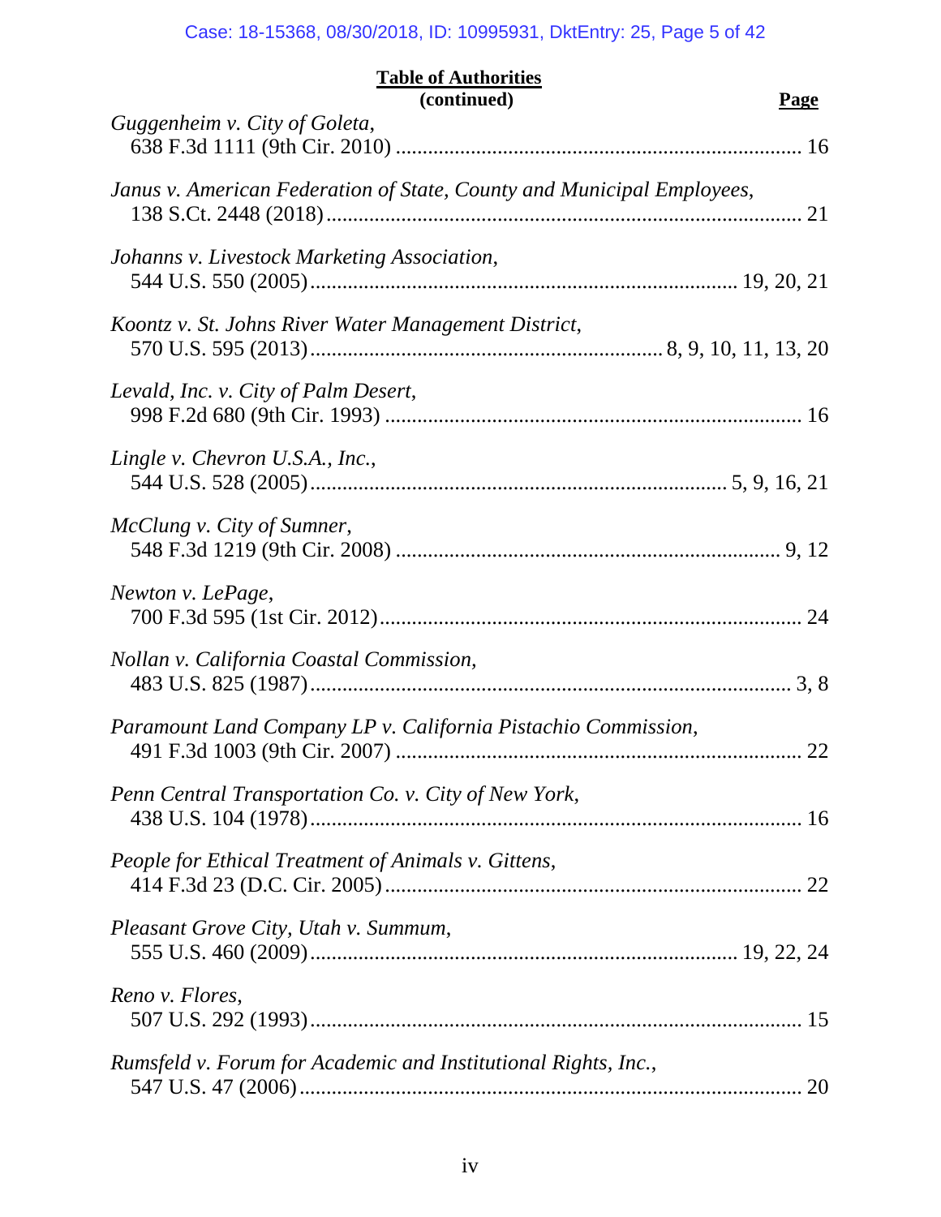**Table of Authorities**
**(continued)**

**Page**

*Guggenheim v. City of Goleta*,
638 F.3d 1111 (9th Cir. 2010) .......................................................................... 16

*Janus v. American Federation of State, County and Municipal Employees*,
138 S.Ct. 2448 (2018) ........................................................................................ 21

*Johanns v. Livestock Marketing Association*,
544 U.S. 550 (2005) ............................................................................ 19, 20, 21

*Koontz v. St. Johns River Water Management District*,
570 U.S. 595 (2013) ............................................................... 8, 9, 10, 11, 13, 20

*Levald, Inc. v. City of Palm Desert*,
998 F.2d 680 (9th Cir. 1993) ............................................................................. 16

*Lingle v. Chevron U.S.A., Inc.*,
544 U.S. 528 (2005) ........................................................................... 5, 9, 16, 21

*McClung v. City of Sumner*,
548 F.3d 1219 (9th Cir. 2008) ....................................................................... 9, 12

*Newton v. LePage*,
700 F.3d 595 (1st Cir. 2012) .............................................................................. 24

*Nollan v. California Coastal Commission*,
483 U.S. 825 (1987) ........................................................................................ 3, 8

*Paramount Land Company LP v. California Pistachio Commission*,
491 F.3d 1003 (9th Cir. 2007) .......................................................................... 22

*Penn Central Transportation Co. v. City of New York*,
438 U.S. 104 (1978) .......................................................................................... 16

*People for Ethical Treatment of Animals v. Gittens*,
414 F.3d 23 (D.C. Cir. 2005) ............................................................................ 22

*Pleasant Grove City, Utah v. Summum*,
555 U.S. 460 (2009) ........................................................................... 19, 22, 24

*Reno v. Flores*,
507 U.S. 292 (1993) .......................................................................................... 15

*Rumsfeld v. Forum for Academic and Institutional Rights, Inc.*,
547 U.S. 47 (2006) ............................................................................................ 20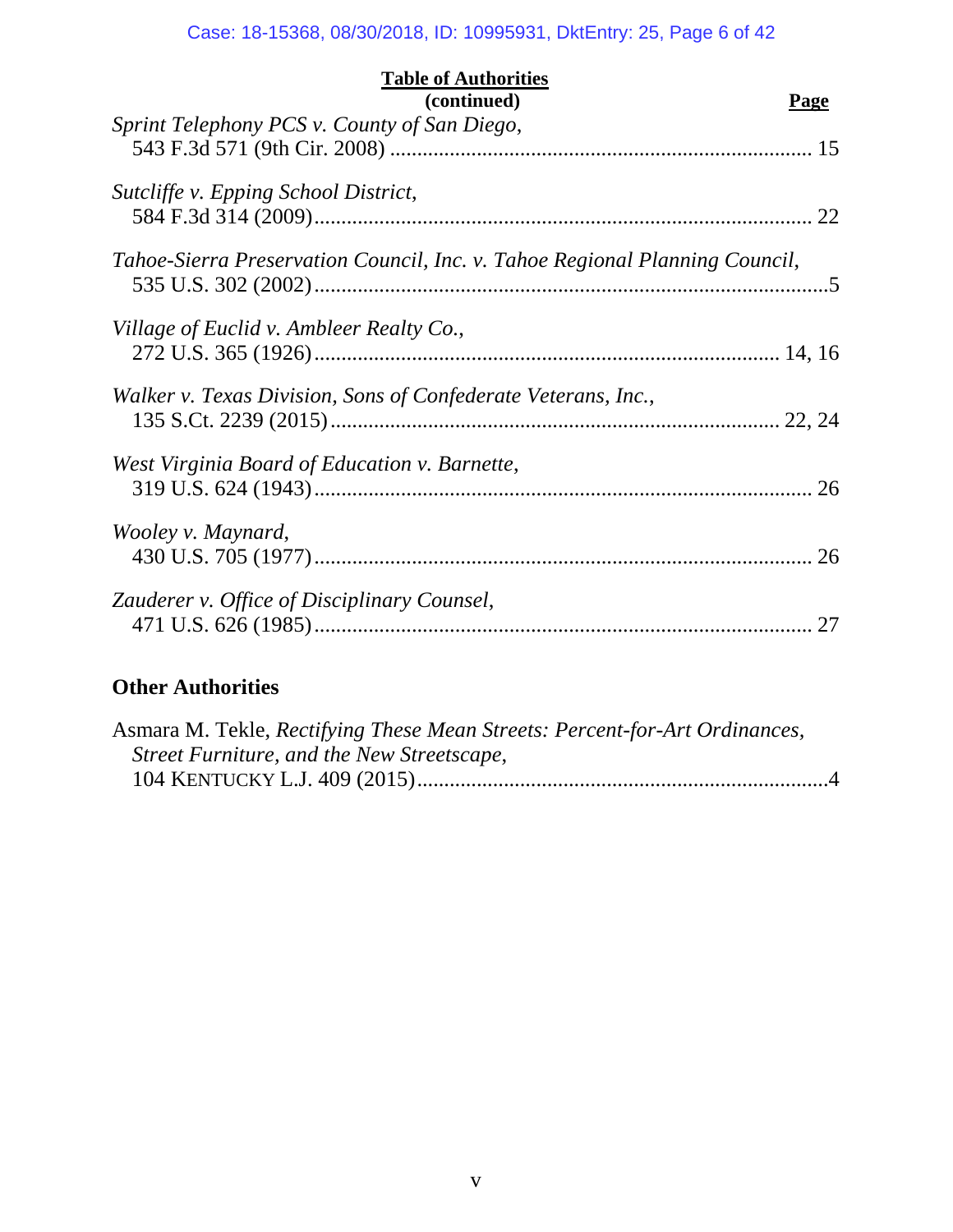**Table of Authorities**
**(continued)**

**Page**

*Sprint Telephony PCS v. County of San Diego*,
543 F.3d 571 (9th Cir. 2008) ............................................................................ 15

*Sutcliffe v. Epping School District*,
584 F.3d 314 (2009)........................................................................................ 22

*Tahoe-Sierra Preservation Council, Inc. v. Tahoe Regional Planning Council*,
535 U.S. 302 (2002)..........................................................................................5

*Village of Euclid v. Ambleer Realty Co.*,
272 U.S. 365 (1926)................................................................................. 14, 16

*Walker v. Texas Division, Sons of Confederate Veterans, Inc.*,
135 S.Ct. 2239 (2015)............................................................................. 22, 24

*West Virginia Board of Education v. Barnette*,
319 U.S. 624 (1943)........................................................................................ 26

*Wooley v. Maynard*,
430 U.S. 705 (1977)........................................................................................ 26

*Zauderer v. Office of Disciplinary Counsel*,
471 U.S. 626 (1985)........................................................................................ 27

## Other Authorities

Asmara M. Tekle, *Rectifying These Mean Streets: Percent-for-Art Ordinances, Street Furniture, and the New Streetscape*,
104 KENTUCKY L.J. 409 (2015).......................................................................4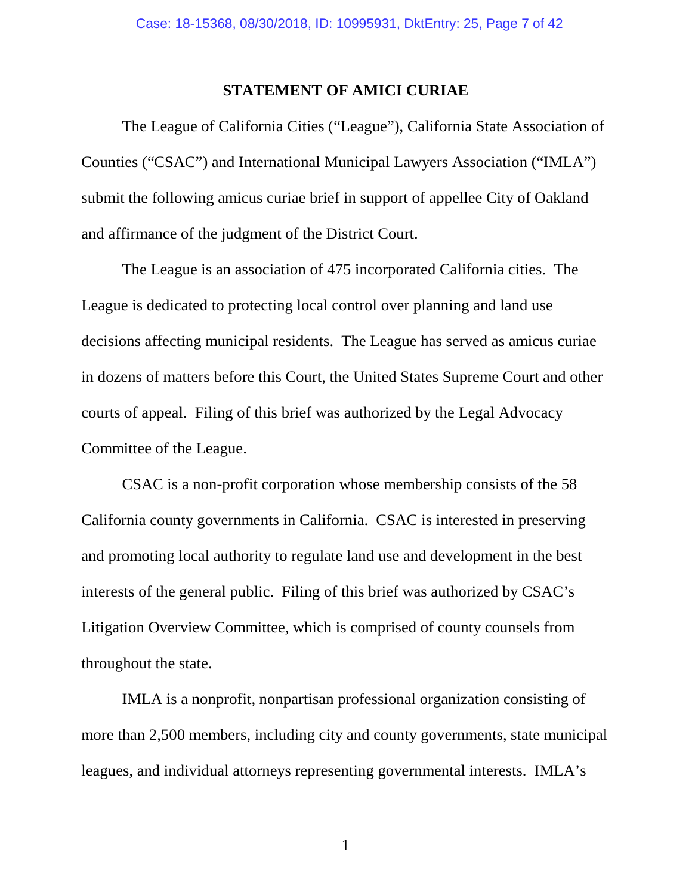## STATEMENT OF AMICI CURIAE

The League of California Cities ("League"), California State Association of Counties ("CSAC") and International Municipal Lawyers Association ("IMLA") submit the following amicus curiae brief in support of appellee City of Oakland and affirmance of the judgment of the District Court.

The League is an association of 475 incorporated California cities. The League is dedicated to protecting local control over planning and land use decisions affecting municipal residents. The League has served as amicus curiae in dozens of matters before this Court, the United States Supreme Court and other courts of appeal. Filing of this brief was authorized by the Legal Advocacy Committee of the League.

CSAC is a non-profit corporation whose membership consists of the 58 California county governments in California. CSAC is interested in preserving and promoting local authority to regulate land use and development in the best interests of the general public. Filing of this brief was authorized by CSAC's Litigation Overview Committee, which is comprised of county counsels from throughout the state.

IMLA is a nonprofit, nonpartisan professional organization consisting of more than 2,500 members, including city and county governments, state municipal leagues, and individual attorneys representing governmental interests. IMLA's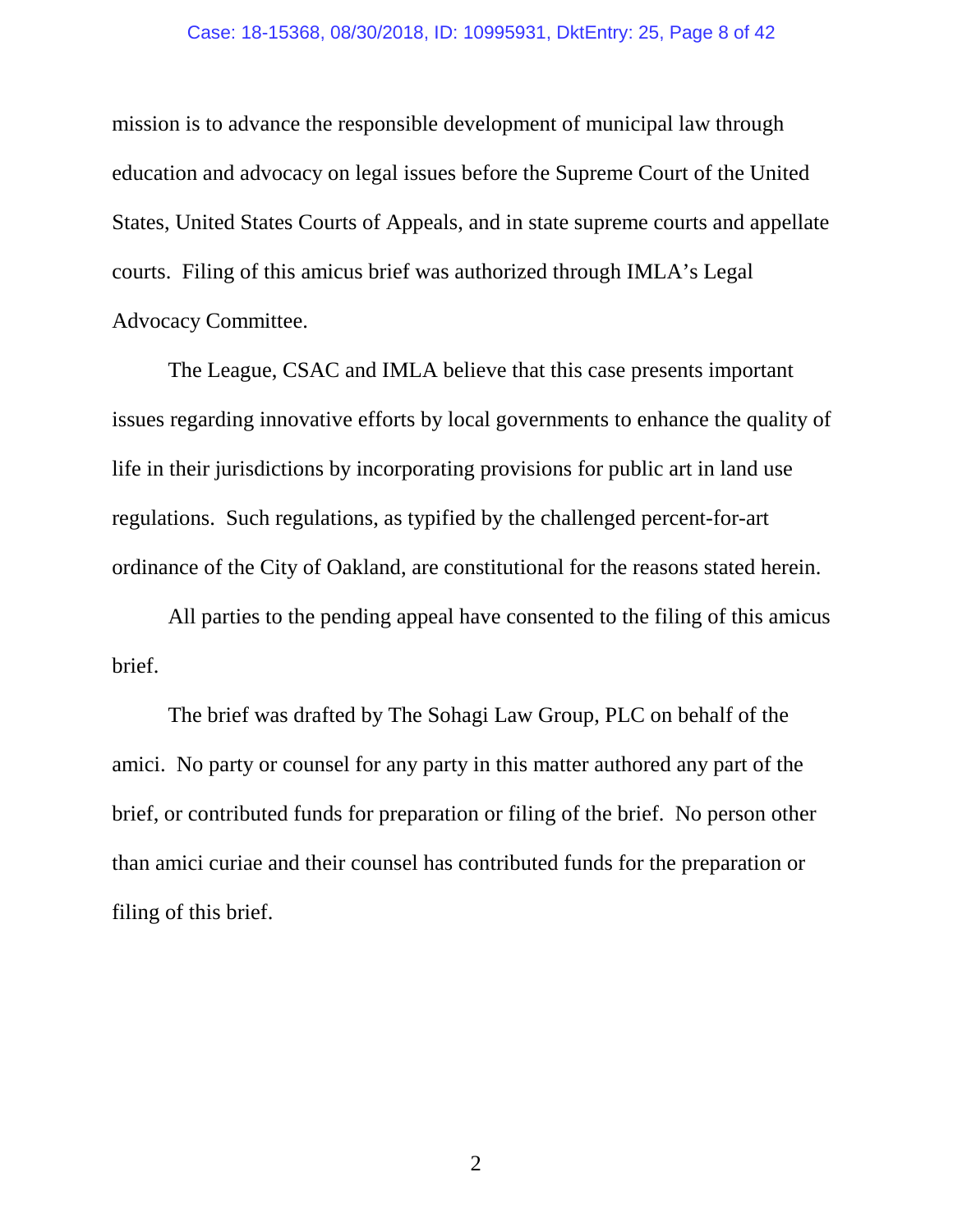mission is to advance the responsible development of municipal law through education and advocacy on legal issues before the Supreme Court of the United States, United States Courts of Appeals, and in state supreme courts and appellate courts. Filing of this amicus brief was authorized through IMLA's Legal Advocacy Committee.

The League, CSAC and IMLA believe that this case presents important issues regarding innovative efforts by local governments to enhance the quality of life in their jurisdictions by incorporating provisions for public art in land use regulations. Such regulations, as typified by the challenged percent-for-art ordinance of the City of Oakland, are constitutional for the reasons stated herein.

All parties to the pending appeal have consented to the filing of this amicus brief.

The brief was drafted by The Sohagi Law Group, PLC on behalf of the amici. No party or counsel for any party in this matter authored any part of the brief, or contributed funds for preparation or filing of the brief. No person other than amici curiae and their counsel has contributed funds for the preparation or filing of this brief.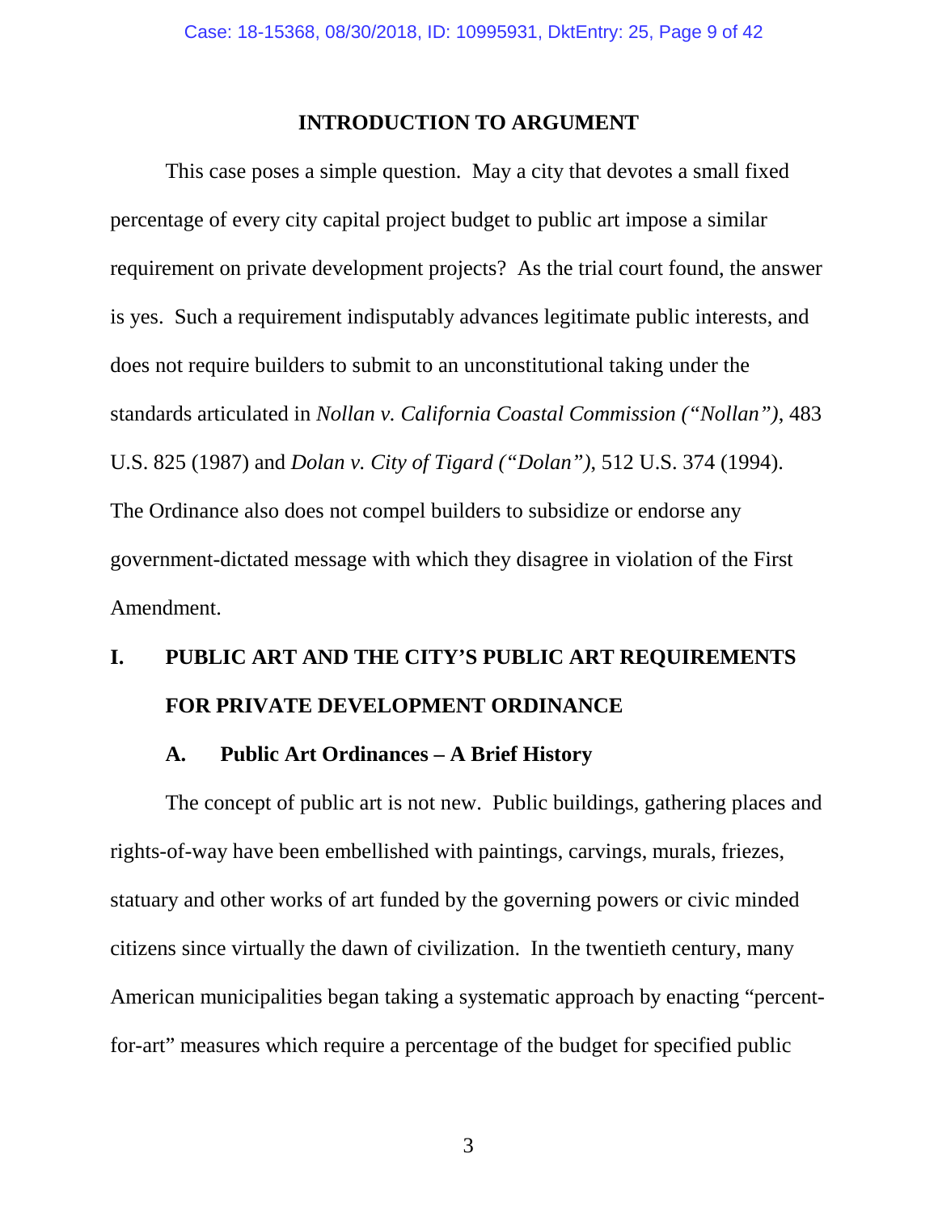## INTRODUCTION TO ARGUMENT

This case poses a simple question. May a city that devotes a small fixed percentage of every city capital project budget to public art impose a similar requirement on private development projects? As the trial court found, the answer is yes. Such a requirement indisputably advances legitimate public interests, and does not require builders to submit to an unconstitutional taking under the standards articulated in *Nollan v. California Coastal Commission ("Nollan")*, 483 U.S. 825 (1987) and *Dolan v. City of Tigard ("Dolan")*, 512 U.S. 374 (1994). The Ordinance also does not compel builders to subsidize or endorse any government-dictated message with which they disagree in violation of the First Amendment.

## I. PUBLIC ART AND THE CITY'S PUBLIC ART REQUIREMENTS FOR PRIVATE DEVELOPMENT ORDINANCE

### A. Public Art Ordinances – A Brief History

The concept of public art is not new. Public buildings, gathering places and rights-of-way have been embellished with paintings, carvings, murals, friezes, statuary and other works of art funded by the governing powers or civic minded citizens since virtually the dawn of civilization. In the twentieth century, many American municipalities began taking a systematic approach by enacting "percent-for-art" measures which require a percentage of the budget for specified public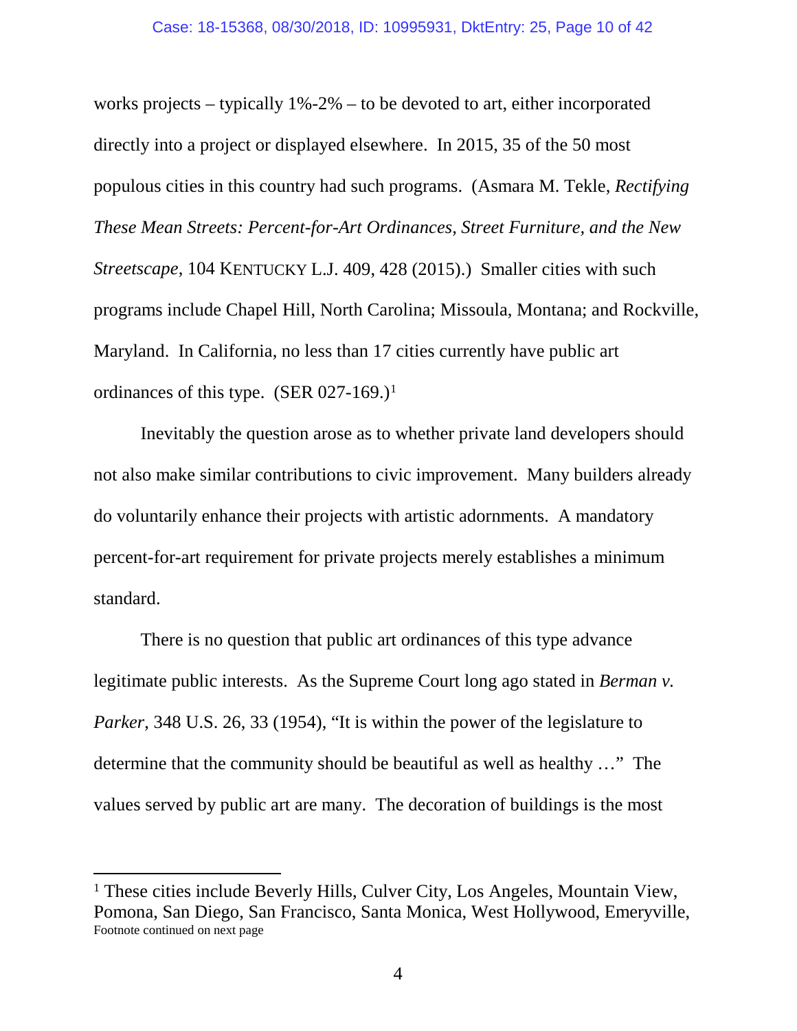works projects – typically 1%-2% – to be devoted to art, either incorporated directly into a project or displayed elsewhere. In 2015, 35 of the 50 most populous cities in this country had such programs. (Asmara M. Tekle, *Rectifying These Mean Streets: Percent-for-Art Ordinances, Street Furniture, and the New Streetscape*, 104 KENTUCKY L.J. 409, 428 (2015).) Smaller cities with such programs include Chapel Hill, North Carolina; Missoula, Montana; and Rockville, Maryland. In California, no less than 17 cities currently have public art ordinances of this type. (SER 027-169.)[1]

Inevitably the question arose as to whether private land developers should not also make similar contributions to civic improvement. Many builders already do voluntarily enhance their projects with artistic adornments. A mandatory percent-for-art requirement for private projects merely establishes a minimum standard.

There is no question that public art ordinances of this type advance legitimate public interests. As the Supreme Court long ago stated in *Berman v. Parker*, 348 U.S. 26, 33 (1954), "It is within the power of the legislature to determine that the community should be beautiful as well as healthy …" The values served by public art are many. The decoration of buildings is the most

[1] These cities include Beverly Hills, Culver City, Los Angeles, Mountain View, Pomona, San Diego, San Francisco, Santa Monica, West Hollywood, Emeryville,
Footnote continued on next page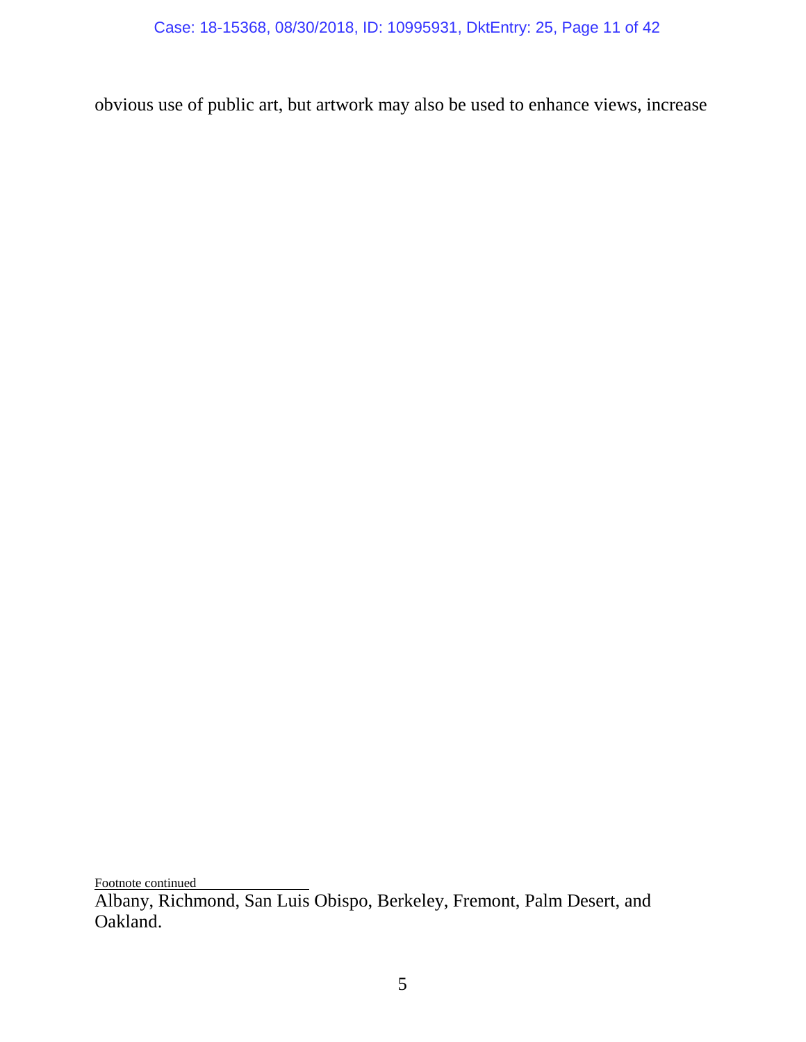obvious use of public art, but artwork may also be used to enhance views, increase

Footnote continued

Albany, Richmond, San Luis Obispo, Berkeley, Fremont, Palm Desert, and Oakland.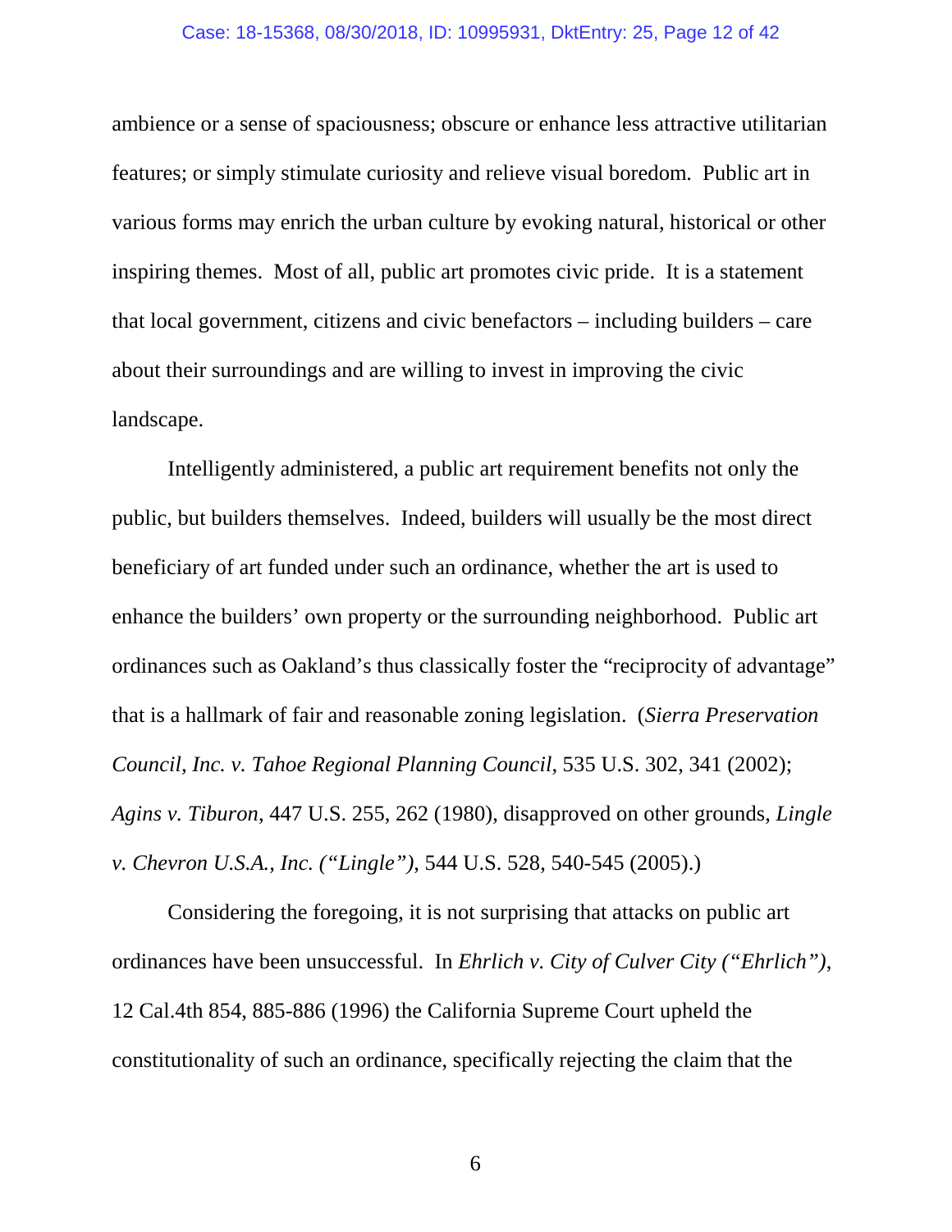ambience or a sense of spaciousness; obscure or enhance less attractive utilitarian features; or simply stimulate curiosity and relieve visual boredom. Public art in various forms may enrich the urban culture by evoking natural, historical or other inspiring themes. Most of all, public art promotes civic pride. It is a statement that local government, citizens and civic benefactors – including builders – care about their surroundings and are willing to invest in improving the civic landscape.

Intelligently administered, a public art requirement benefits not only the public, but builders themselves. Indeed, builders will usually be the most direct beneficiary of art funded under such an ordinance, whether the art is used to enhance the builders' own property or the surrounding neighborhood. Public art ordinances such as Oakland's thus classically foster the "reciprocity of advantage" that is a hallmark of fair and reasonable zoning legislation. (*Sierra Preservation Council, Inc. v. Tahoe Regional Planning Council*, 535 U.S. 302, 341 (2002); *Agins v. Tiburon*, 447 U.S. 255, 262 (1980), disapproved on other grounds, *Lingle v. Chevron U.S.A., Inc. ("Lingle")*, 544 U.S. 528, 540-545 (2005).)

Considering the foregoing, it is not surprising that attacks on public art ordinances have been unsuccessful. In *Ehrlich v. City of Culver City ("Ehrlich")*, 12 Cal.4th 854, 885-886 (1996) the California Supreme Court upheld the constitutionality of such an ordinance, specifically rejecting the claim that the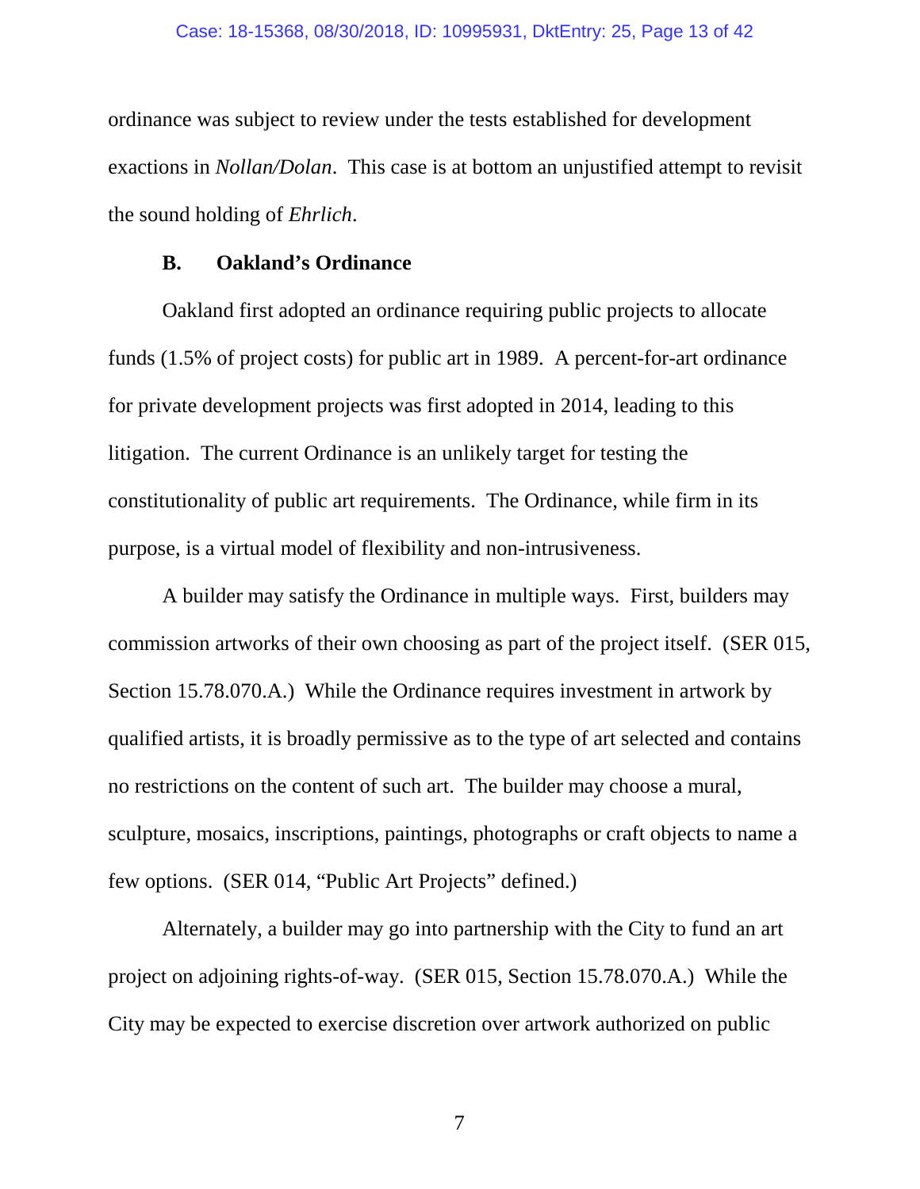ordinance was subject to review under the tests established for development exactions in *Nollan/Dolan*. This case is at bottom an unjustified attempt to revisit the sound holding of *Ehrlich*.

### B. Oakland's Ordinance

Oakland first adopted an ordinance requiring public projects to allocate funds (1.5% of project costs) for public art in 1989. A percent-for-art ordinance for private development projects was first adopted in 2014, leading to this litigation. The current Ordinance is an unlikely target for testing the constitutionality of public art requirements. The Ordinance, while firm in its purpose, is a virtual model of flexibility and non-intrusiveness.

A builder may satisfy the Ordinance in multiple ways. First, builders may commission artworks of their own choosing as part of the project itself. (SER 015, Section 15.78.070.A.) While the Ordinance requires investment in artwork by qualified artists, it is broadly permissive as to the type of art selected and contains no restrictions on the content of such art. The builder may choose a mural, sculpture, mosaics, inscriptions, paintings, photographs or craft objects to name a few options. (SER 014, "Public Art Projects" defined.)

Alternately, a builder may go into partnership with the City to fund an art project on adjoining rights-of-way. (SER 015, Section 15.78.070.A.) While the City may be expected to exercise discretion over artwork authorized on public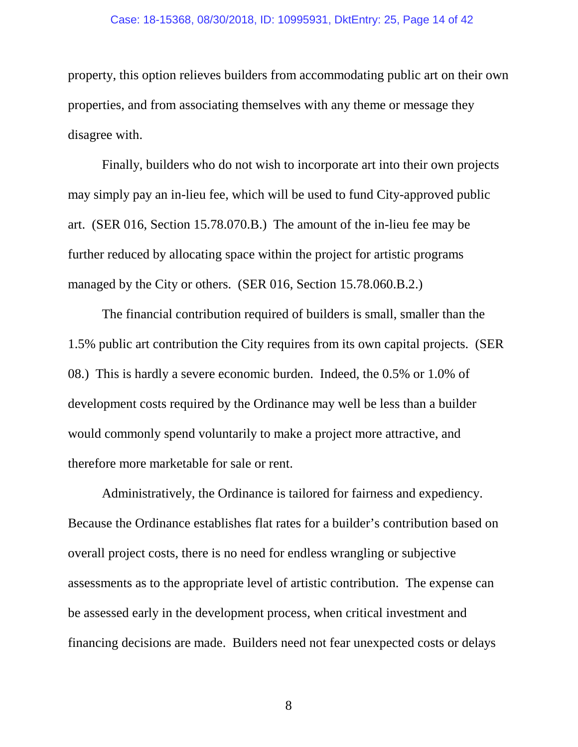property, this option relieves builders from accommodating public art on their own properties, and from associating themselves with any theme or message they disagree with.

Finally, builders who do not wish to incorporate art into their own projects may simply pay an in-lieu fee, which will be used to fund City-approved public art. (SER 016, Section 15.78.070.B.) The amount of the in-lieu fee may be further reduced by allocating space within the project for artistic programs managed by the City or others. (SER 016, Section 15.78.060.B.2.)

The financial contribution required of builders is small, smaller than the 1.5% public art contribution the City requires from its own capital projects. (SER 08.) This is hardly a severe economic burden. Indeed, the 0.5% or 1.0% of development costs required by the Ordinance may well be less than a builder would commonly spend voluntarily to make a project more attractive, and therefore more marketable for sale or rent.

Administratively, the Ordinance is tailored for fairness and expediency. Because the Ordinance establishes flat rates for a builder's contribution based on overall project costs, there is no need for endless wrangling or subjective assessments as to the appropriate level of artistic contribution. The expense can be assessed early in the development process, when critical investment and financing decisions are made. Builders need not fear unexpected costs or delays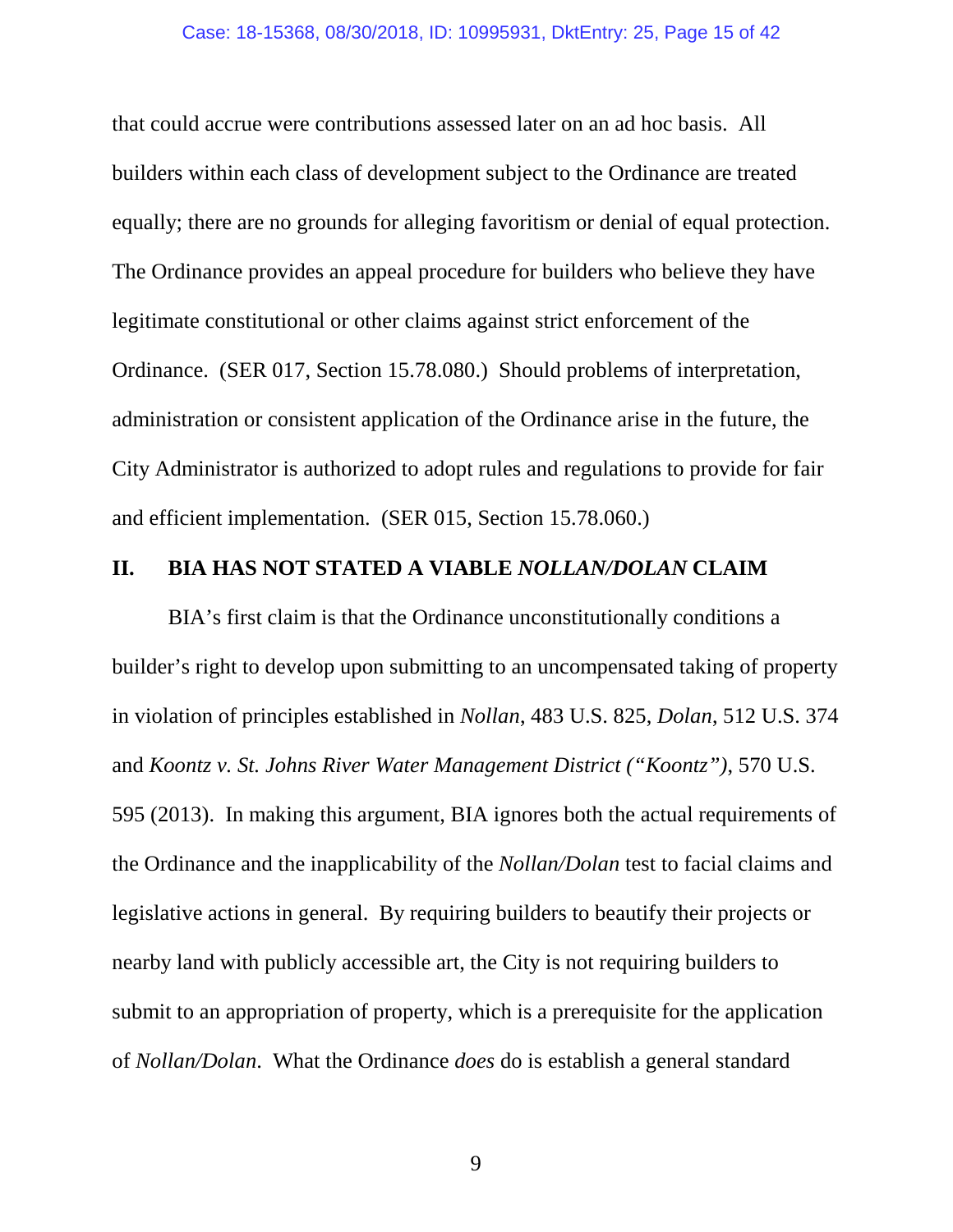that could accrue were contributions assessed later on an ad hoc basis. All builders within each class of development subject to the Ordinance are treated equally; there are no grounds for alleging favoritism or denial of equal protection. The Ordinance provides an appeal procedure for builders who believe they have legitimate constitutional or other claims against strict enforcement of the Ordinance. (SER 017, Section 15.78.080.) Should problems of interpretation, administration or consistent application of the Ordinance arise in the future, the City Administrator is authorized to adopt rules and regulations to provide for fair and efficient implementation. (SER 015, Section 15.78.060.)

## II. BIA HAS NOT STATED A VIABLE *NOLLAN/DOLAN* CLAIM

BIA's first claim is that the Ordinance unconstitutionally conditions a builder's right to develop upon submitting to an uncompensated taking of property in violation of principles established in *Nollan*, 483 U.S. 825, *Dolan*, 512 U.S. 374 and *Koontz v. St. Johns River Water Management District ("Koontz")*, 570 U.S. 595 (2013). In making this argument, BIA ignores both the actual requirements of the Ordinance and the inapplicability of the *Nollan/Dolan* test to facial claims and legislative actions in general. By requiring builders to beautify their projects or nearby land with publicly accessible art, the City is not requiring builders to submit to an appropriation of property, which is a prerequisite for the application of *Nollan/Dolan*. What the Ordinance *does* do is establish a general standard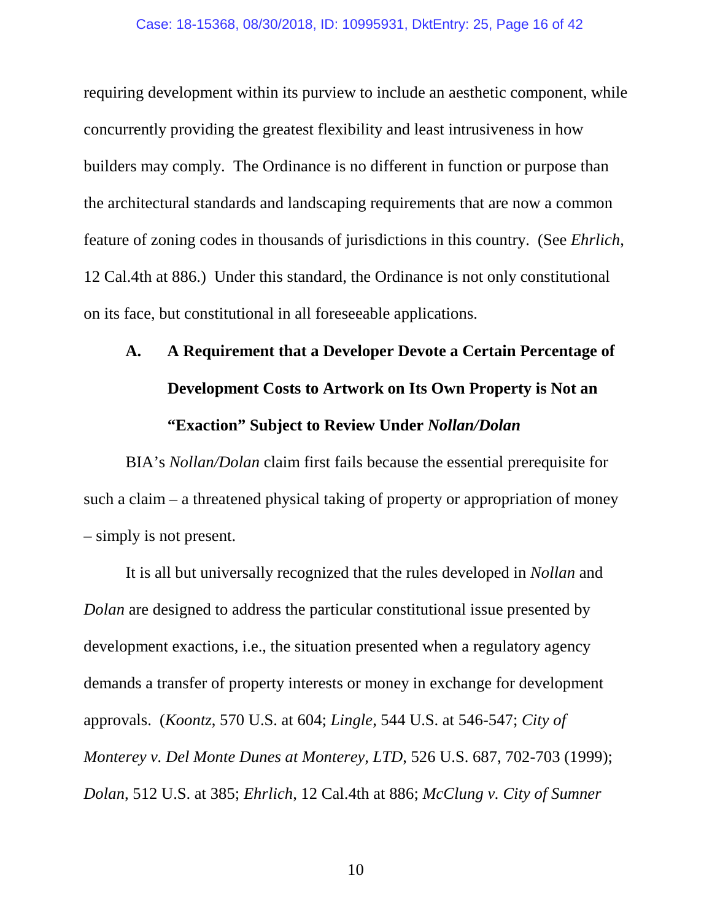requiring development within its purview to include an aesthetic component, while concurrently providing the greatest flexibility and least intrusiveness in how builders may comply. The Ordinance is no different in function or purpose than the architectural standards and landscaping requirements that are now a common feature of zoning codes in thousands of jurisdictions in this country. (See *Ehrlich*, 12 Cal.4th at 886.) Under this standard, the Ordinance is not only constitutional on its face, but constitutional in all foreseeable applications.

### A. A Requirement that a Developer Devote a Certain Percentage of Development Costs to Artwork on Its Own Property is Not an "Exaction" Subject to Review Under *Nollan/Dolan*

BIA's *Nollan/Dolan* claim first fails because the essential prerequisite for such a claim – a threatened physical taking of property or appropriation of money – simply is not present.

It is all but universally recognized that the rules developed in *Nollan* and *Dolan* are designed to address the particular constitutional issue presented by development exactions, i.e., the situation presented when a regulatory agency demands a transfer of property interests or money in exchange for development approvals. (*Koontz*, 570 U.S. at 604; *Lingle*, 544 U.S. at 546-547; *City of Monterey v. Del Monte Dunes at Monterey, LTD*, 526 U.S. 687, 702-703 (1999); *Dolan*, 512 U.S. at 385; *Ehrlich*, 12 Cal.4th at 886; *McClung v. City of Sumner*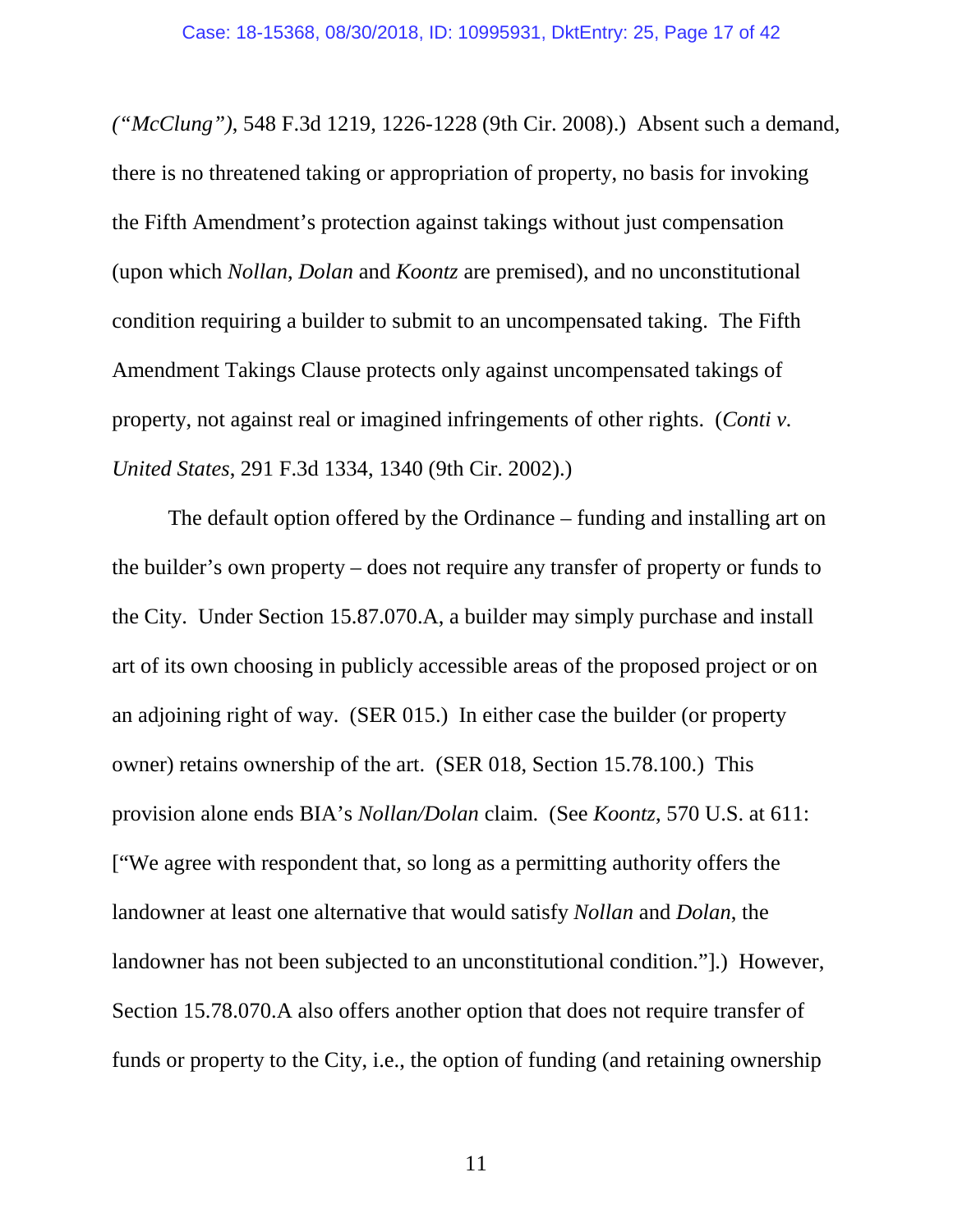*("McClung")*, 548 F.3d 1219, 1226-1228 (9th Cir. 2008).) Absent such a demand, there is no threatened taking or appropriation of property, no basis for invoking the Fifth Amendment's protection against takings without just compensation (upon which *Nollan*, *Dolan* and *Koontz* are premised), and no unconstitutional condition requiring a builder to submit to an uncompensated taking. The Fifth Amendment Takings Clause protects only against uncompensated takings of property, not against real or imagined infringements of other rights. (*Conti v. United States*, 291 F.3d 1334, 1340 (9th Cir. 2002).)

The default option offered by the Ordinance – funding and installing art on the builder's own property – does not require any transfer of property or funds to the City. Under Section 15.87.070.A, a builder may simply purchase and install art of its own choosing in publicly accessible areas of the proposed project or on an adjoining right of way. (SER 015.) In either case the builder (or property owner) retains ownership of the art. (SER 018, Section 15.78.100.) This provision alone ends BIA's *Nollan/Dolan* claim. (See *Koontz*, 570 U.S. at 611: ["We agree with respondent that, so long as a permitting authority offers the landowner at least one alternative that would satisfy *Nollan* and *Dolan*, the landowner has not been subjected to an unconstitutional condition."].) However, Section 15.78.070.A also offers another option that does not require transfer of funds or property to the City, i.e., the option of funding (and retaining ownership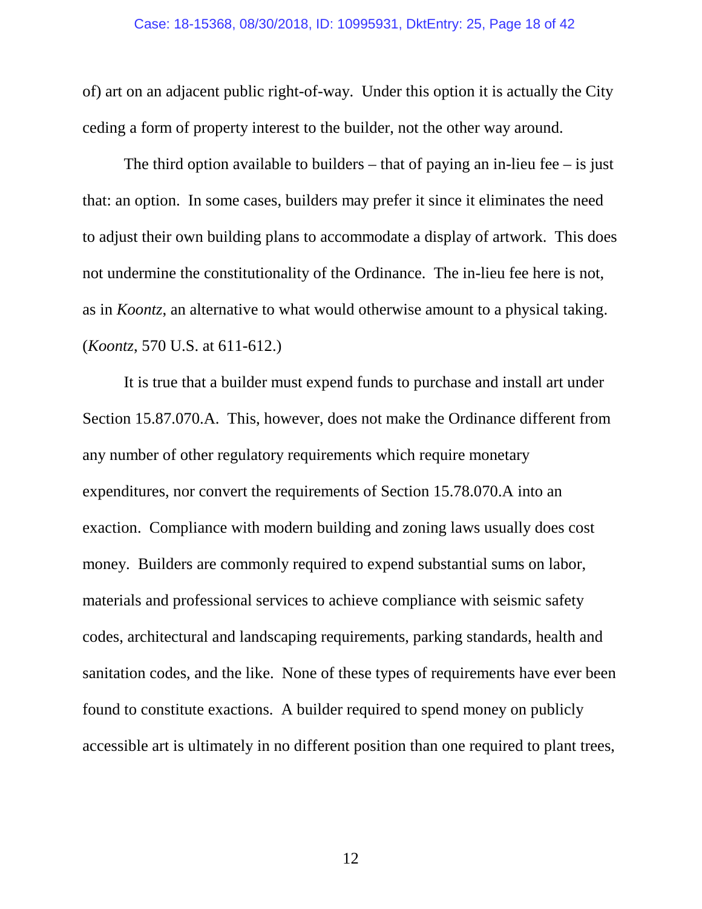of) art on an adjacent public right-of-way. Under this option it is actually the City ceding a form of property interest to the builder, not the other way around.

The third option available to builders – that of paying an in-lieu fee – is just that: an option. In some cases, builders may prefer it since it eliminates the need to adjust their own building plans to accommodate a display of artwork. This does not undermine the constitutionality of the Ordinance. The in-lieu fee here is not, as in *Koontz*, an alternative to what would otherwise amount to a physical taking. (*Koontz*, 570 U.S. at 611-612.)

It is true that a builder must expend funds to purchase and install art under Section 15.87.070.A. This, however, does not make the Ordinance different from any number of other regulatory requirements which require monetary expenditures, nor convert the requirements of Section 15.78.070.A into an exaction. Compliance with modern building and zoning laws usually does cost money. Builders are commonly required to expend substantial sums on labor, materials and professional services to achieve compliance with seismic safety codes, architectural and landscaping requirements, parking standards, health and sanitation codes, and the like. None of these types of requirements have ever been found to constitute exactions. A builder required to spend money on publicly accessible art is ultimately in no different position than one required to plant trees,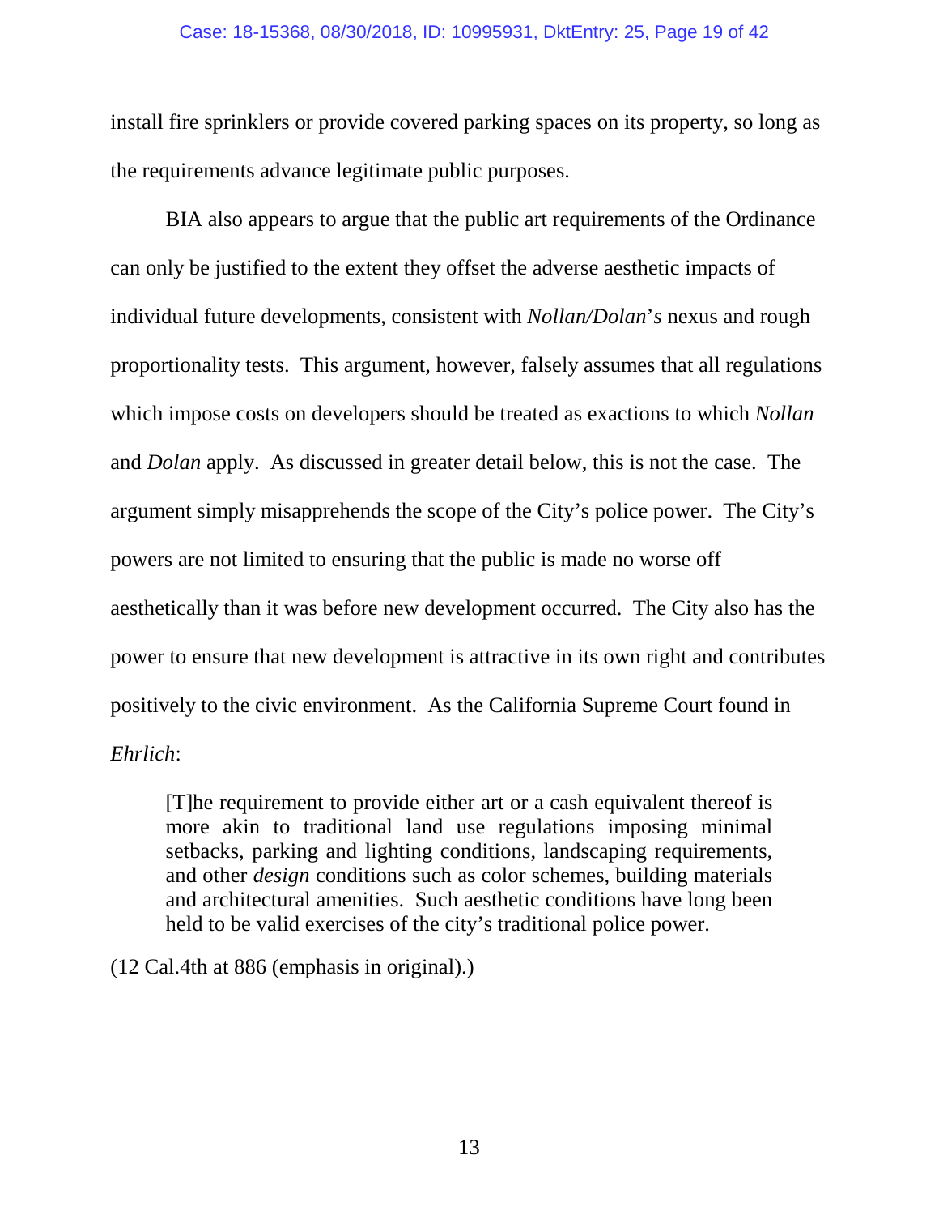install fire sprinklers or provide covered parking spaces on its property, so long as the requirements advance legitimate public purposes.

BIA also appears to argue that the public art requirements of the Ordinance can only be justified to the extent they offset the adverse aesthetic impacts of individual future developments, consistent with *Nollan/Dolan*'*s* nexus and rough proportionality tests. This argument, however, falsely assumes that all regulations which impose costs on developers should be treated as exactions to which *Nollan* and *Dolan* apply. As discussed in greater detail below, this is not the case. The argument simply misapprehends the scope of the City's police power. The City's powers are not limited to ensuring that the public is made no worse off aesthetically than it was before new development occurred. The City also has the power to ensure that new development is attractive in its own right and contributes positively to the civic environment. As the California Supreme Court found in *Ehrlich*:

> [T]he requirement to provide either art or a cash equivalent thereof is more akin to traditional land use regulations imposing minimal setbacks, parking and lighting conditions, landscaping requirements, and other *design* conditions such as color schemes, building materials and architectural amenities. Such aesthetic conditions have long been held to be valid exercises of the city's traditional police power.

(12 Cal.4th at 886 (emphasis in original).)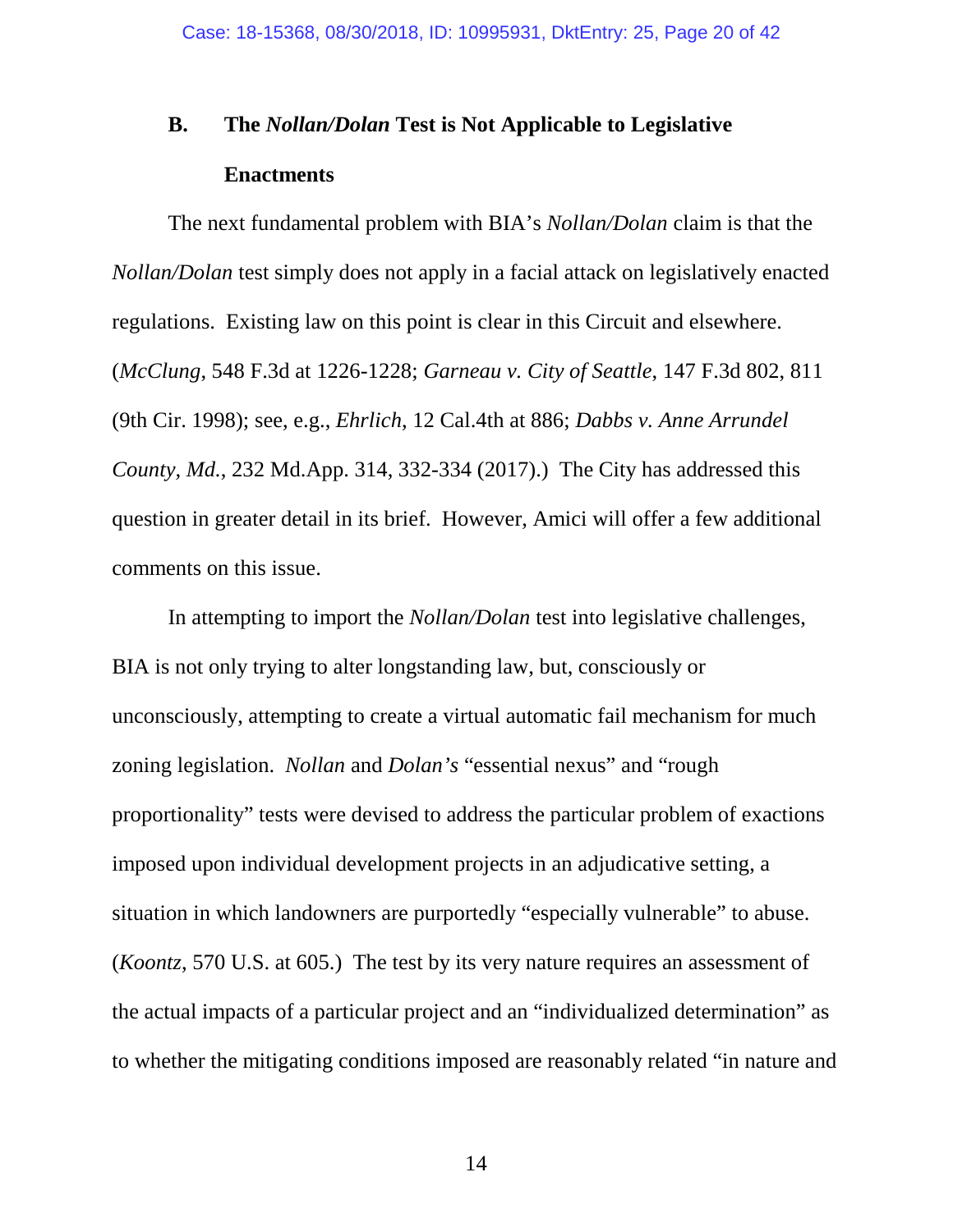### B. The *Nollan/Dolan* Test is Not Applicable to Legislative Enactments

The next fundamental problem with BIA's *Nollan/Dolan* claim is that the *Nollan/Dolan* test simply does not apply in a facial attack on legislatively enacted regulations. Existing law on this point is clear in this Circuit and elsewhere. (*McClung*, 548 F.3d at 1226-1228; *Garneau v. City of Seattle*, 147 F.3d 802, 811 (9th Cir. 1998); see, e.g., *Ehrlich*, 12 Cal.4th at 886; *Dabbs v. Anne Arrundel County, Md.*, 232 Md.App. 314, 332-334 (2017).) The City has addressed this question in greater detail in its brief. However, Amici will offer a few additional comments on this issue.

In attempting to import the *Nollan/Dolan* test into legislative challenges, BIA is not only trying to alter longstanding law, but, consciously or unconsciously, attempting to create a virtual automatic fail mechanism for much zoning legislation. *Nollan* and *Dolan's* "essential nexus" and "rough proportionality" tests were devised to address the particular problem of exactions imposed upon individual development projects in an adjudicative setting, a situation in which landowners are purportedly "especially vulnerable" to abuse. (*Koontz*, 570 U.S. at 605.) The test by its very nature requires an assessment of the actual impacts of a particular project and an "individualized determination" as to whether the mitigating conditions imposed are reasonably related "in nature and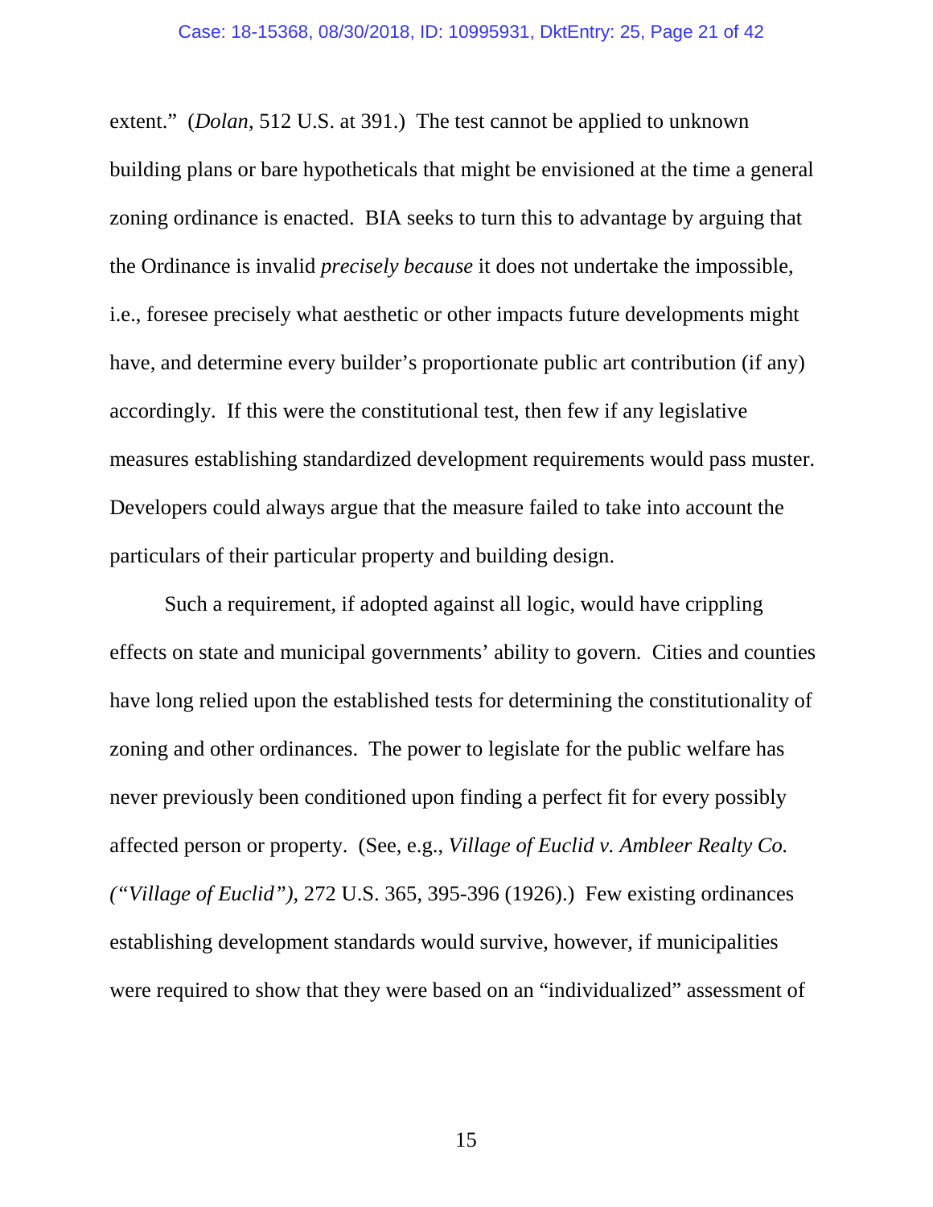extent." (*Dolan*, 512 U.S. at 391.) The test cannot be applied to unknown building plans or bare hypotheticals that might be envisioned at the time a general zoning ordinance is enacted. BIA seeks to turn this to advantage by arguing that the Ordinance is invalid *precisely because* it does not undertake the impossible, i.e., foresee precisely what aesthetic or other impacts future developments might have, and determine every builder's proportionate public art contribution (if any) accordingly. If this were the constitutional test, then few if any legislative measures establishing standardized development requirements would pass muster. Developers could always argue that the measure failed to take into account the particulars of their particular property and building design.

Such a requirement, if adopted against all logic, would have crippling effects on state and municipal governments' ability to govern. Cities and counties have long relied upon the established tests for determining the constitutionality of zoning and other ordinances. The power to legislate for the public welfare has never previously been conditioned upon finding a perfect fit for every possibly affected person or property. (See, e.g., *Village of Euclid v. Ambleer Realty Co. ("Village of Euclid")*, 272 U.S. 365, 395-396 (1926).) Few existing ordinances establishing development standards would survive, however, if municipalities were required to show that they were based on an "individualized" assessment of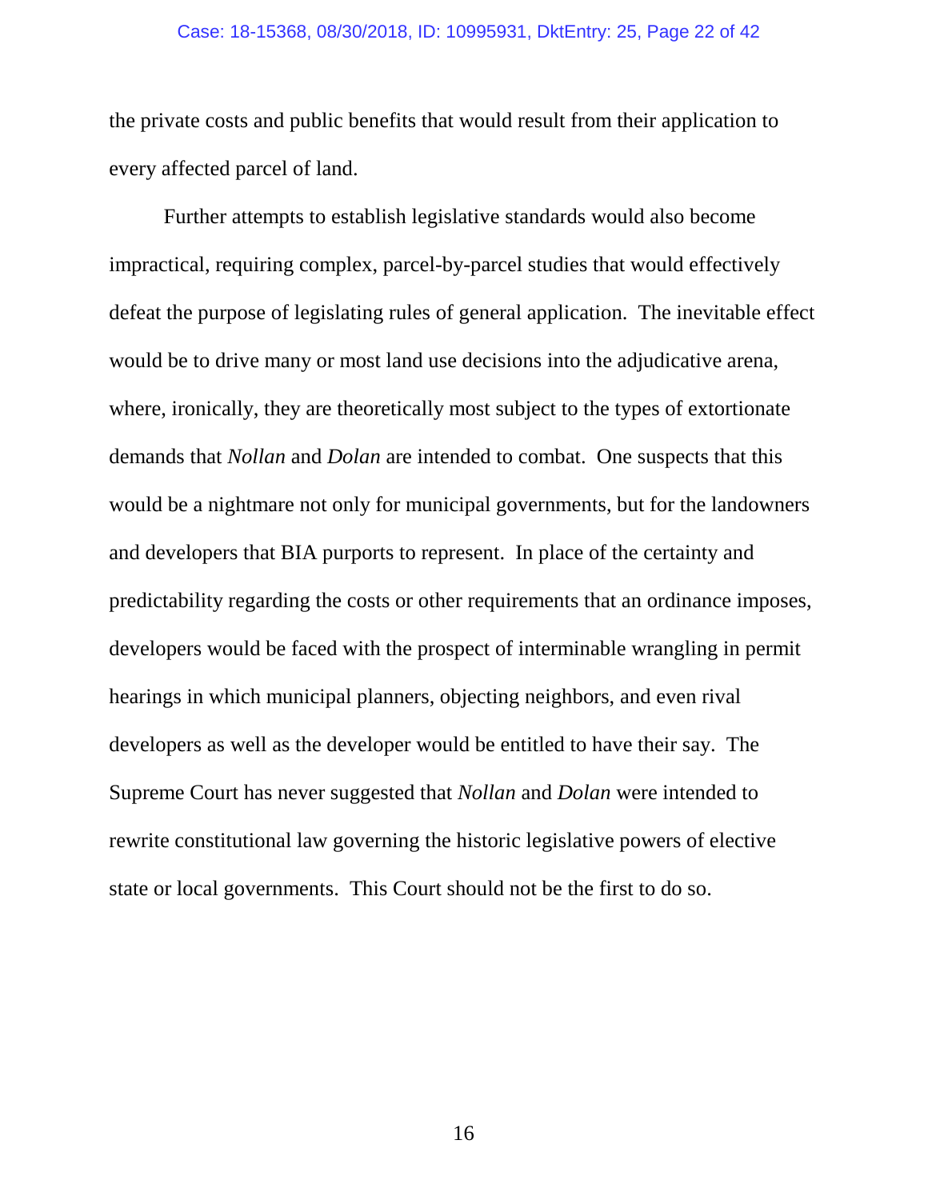the private costs and public benefits that would result from their application to every affected parcel of land.

Further attempts to establish legislative standards would also become impractical, requiring complex, parcel-by-parcel studies that would effectively defeat the purpose of legislating rules of general application. The inevitable effect would be to drive many or most land use decisions into the adjudicative arena, where, ironically, they are theoretically most subject to the types of extortionate demands that *Nollan* and *Dolan* are intended to combat. One suspects that this would be a nightmare not only for municipal governments, but for the landowners and developers that BIA purports to represent. In place of the certainty and predictability regarding the costs or other requirements that an ordinance imposes, developers would be faced with the prospect of interminable wrangling in permit hearings in which municipal planners, objecting neighbors, and even rival developers as well as the developer would be entitled to have their say. The Supreme Court has never suggested that *Nollan* and *Dolan* were intended to rewrite constitutional law governing the historic legislative powers of elective state or local governments. This Court should not be the first to do so.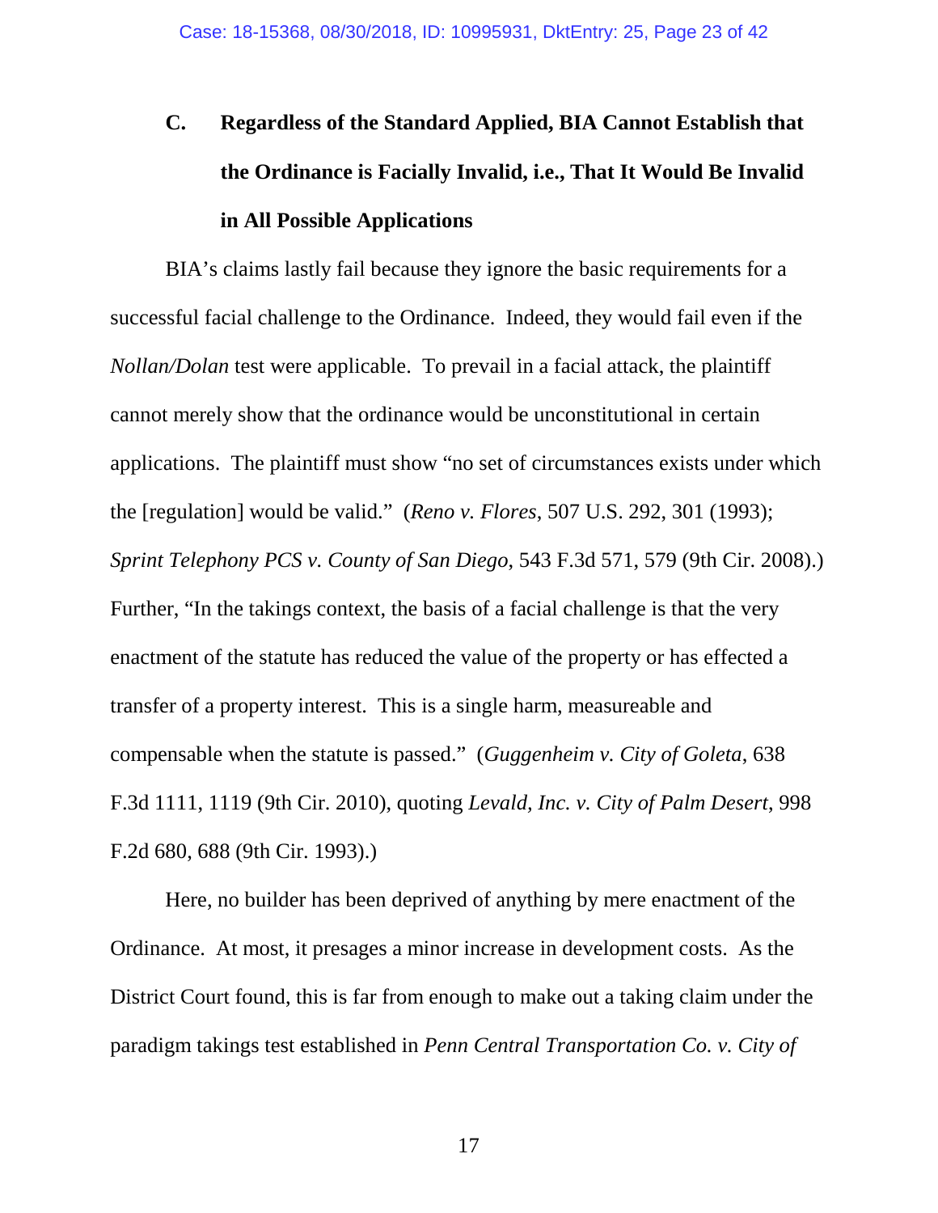### C. Regardless of the Standard Applied, BIA Cannot Establish that the Ordinance is Facially Invalid, i.e., That It Would Be Invalid in All Possible Applications

BIA's claims lastly fail because they ignore the basic requirements for a successful facial challenge to the Ordinance. Indeed, they would fail even if the *Nollan/Dolan* test were applicable. To prevail in a facial attack, the plaintiff cannot merely show that the ordinance would be unconstitutional in certain applications. The plaintiff must show "no set of circumstances exists under which the [regulation] would be valid." (*Reno v. Flores*, 507 U.S. 292, 301 (1993); *Sprint Telephony PCS v. County of San Diego*, 543 F.3d 571, 579 (9th Cir. 2008).) Further, "In the takings context, the basis of a facial challenge is that the very enactment of the statute has reduced the value of the property or has effected a transfer of a property interest. This is a single harm, measureable and compensable when the statute is passed." (*Guggenheim v. City of Goleta*, 638 F.3d 1111, 1119 (9th Cir. 2010), quoting *Levald, Inc. v. City of Palm Desert*, 998 F.2d 680, 688 (9th Cir. 1993).)

Here, no builder has been deprived of anything by mere enactment of the Ordinance. At most, it presages a minor increase in development costs. As the District Court found, this is far from enough to make out a taking claim under the paradigm takings test established in *Penn Central Transportation Co. v. City of*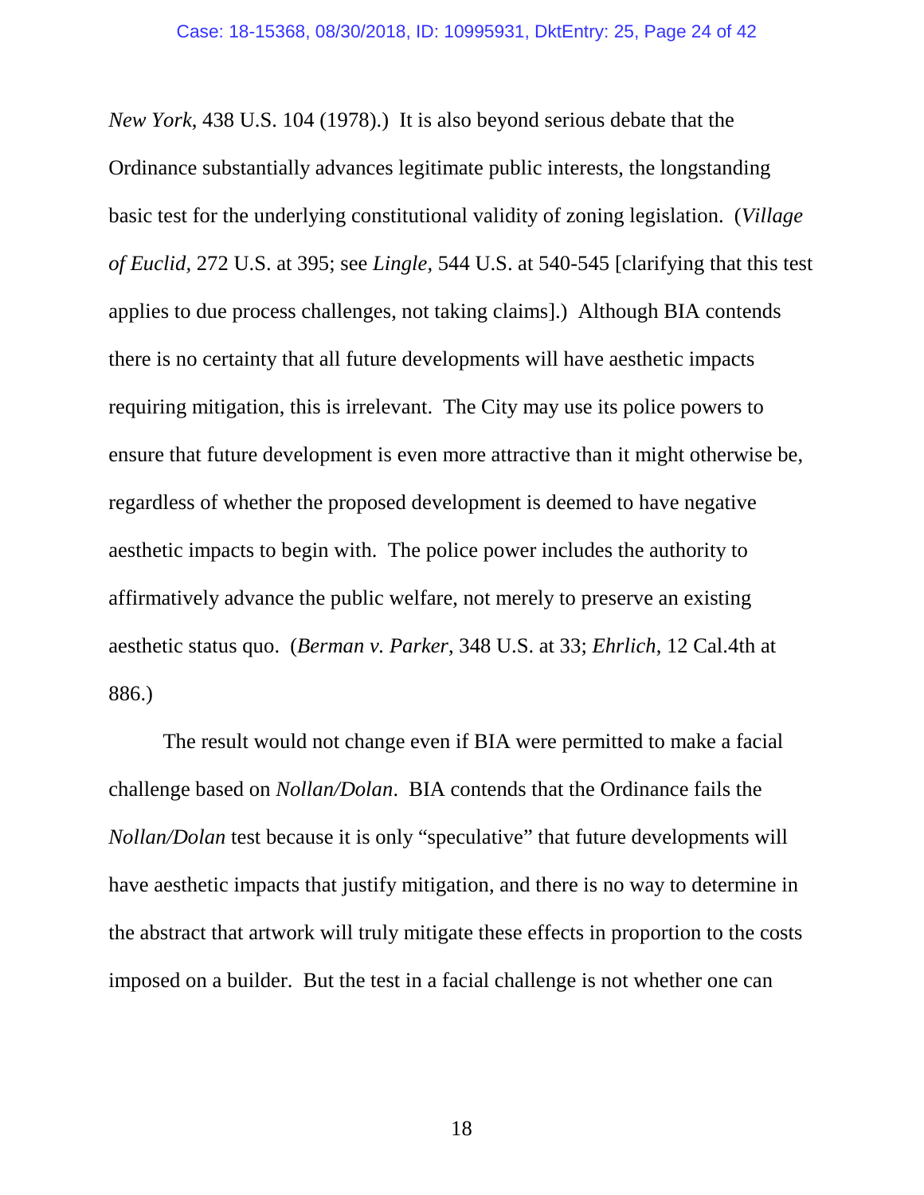*New York*, 438 U.S. 104 (1978).) It is also beyond serious debate that the Ordinance substantially advances legitimate public interests, the longstanding basic test for the underlying constitutional validity of zoning legislation. (*Village of Euclid*, 272 U.S. at 395; see *Lingle*, 544 U.S. at 540-545 [clarifying that this test applies to due process challenges, not taking claims].) Although BIA contends there is no certainty that all future developments will have aesthetic impacts requiring mitigation, this is irrelevant. The City may use its police powers to ensure that future development is even more attractive than it might otherwise be, regardless of whether the proposed development is deemed to have negative aesthetic impacts to begin with. The police power includes the authority to affirmatively advance the public welfare, not merely to preserve an existing aesthetic status quo. (*Berman v. Parker*, 348 U.S. at 33; *Ehrlich*, 12 Cal.4th at 886.)

The result would not change even if BIA were permitted to make a facial challenge based on *Nollan/Dolan*. BIA contends that the Ordinance fails the *Nollan/Dolan* test because it is only "speculative" that future developments will have aesthetic impacts that justify mitigation, and there is no way to determine in the abstract that artwork will truly mitigate these effects in proportion to the costs imposed on a builder. But the test in a facial challenge is not whether one can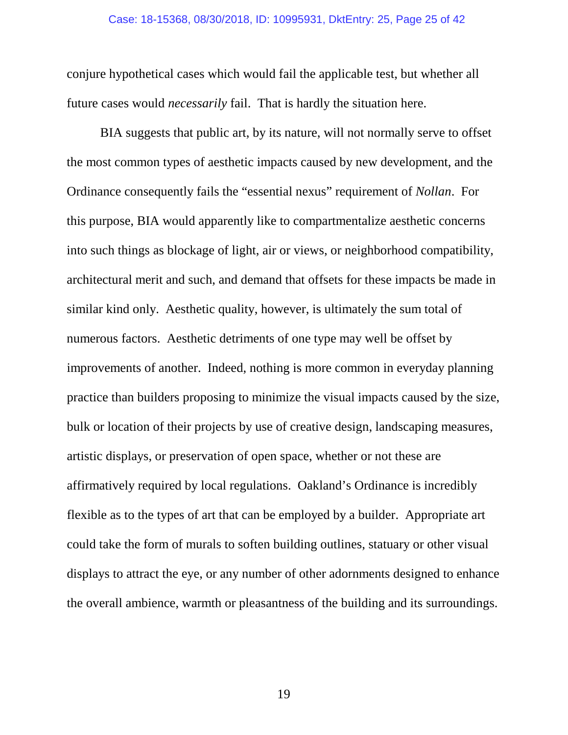conjure hypothetical cases which would fail the applicable test, but whether all future cases would *necessarily* fail. That is hardly the situation here.

BIA suggests that public art, by its nature, will not normally serve to offset the most common types of aesthetic impacts caused by new development, and the Ordinance consequently fails the "essential nexus" requirement of *Nollan*. For this purpose, BIA would apparently like to compartmentalize aesthetic concerns into such things as blockage of light, air or views, or neighborhood compatibility, architectural merit and such, and demand that offsets for these impacts be made in similar kind only. Aesthetic quality, however, is ultimately the sum total of numerous factors. Aesthetic detriments of one type may well be offset by improvements of another. Indeed, nothing is more common in everyday planning practice than builders proposing to minimize the visual impacts caused by the size, bulk or location of their projects by use of creative design, landscaping measures, artistic displays, or preservation of open space, whether or not these are affirmatively required by local regulations. Oakland's Ordinance is incredibly flexible as to the types of art that can be employed by a builder. Appropriate art could take the form of murals to soften building outlines, statuary or other visual displays to attract the eye, or any number of other adornments designed to enhance the overall ambience, warmth or pleasantness of the building and its surroundings.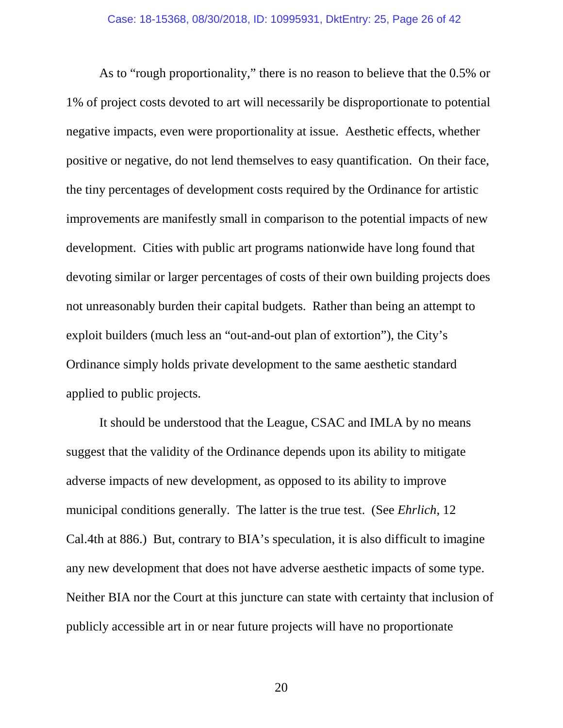As to "rough proportionality," there is no reason to believe that the 0.5% or 1% of project costs devoted to art will necessarily be disproportionate to potential negative impacts, even were proportionality at issue. Aesthetic effects, whether positive or negative, do not lend themselves to easy quantification. On their face, the tiny percentages of development costs required by the Ordinance for artistic improvements are manifestly small in comparison to the potential impacts of new development. Cities with public art programs nationwide have long found that devoting similar or larger percentages of costs of their own building projects does not unreasonably burden their capital budgets. Rather than being an attempt to exploit builders (much less an "out-and-out plan of extortion"), the City's Ordinance simply holds private development to the same aesthetic standard applied to public projects.

It should be understood that the League, CSAC and IMLA by no means suggest that the validity of the Ordinance depends upon its ability to mitigate adverse impacts of new development, as opposed to its ability to improve municipal conditions generally. The latter is the true test. (See *Ehrlich*, 12 Cal.4th at 886.) But, contrary to BIA's speculation, it is also difficult to imagine any new development that does not have adverse aesthetic impacts of some type. Neither BIA nor the Court at this juncture can state with certainty that inclusion of publicly accessible art in or near future projects will have no proportionate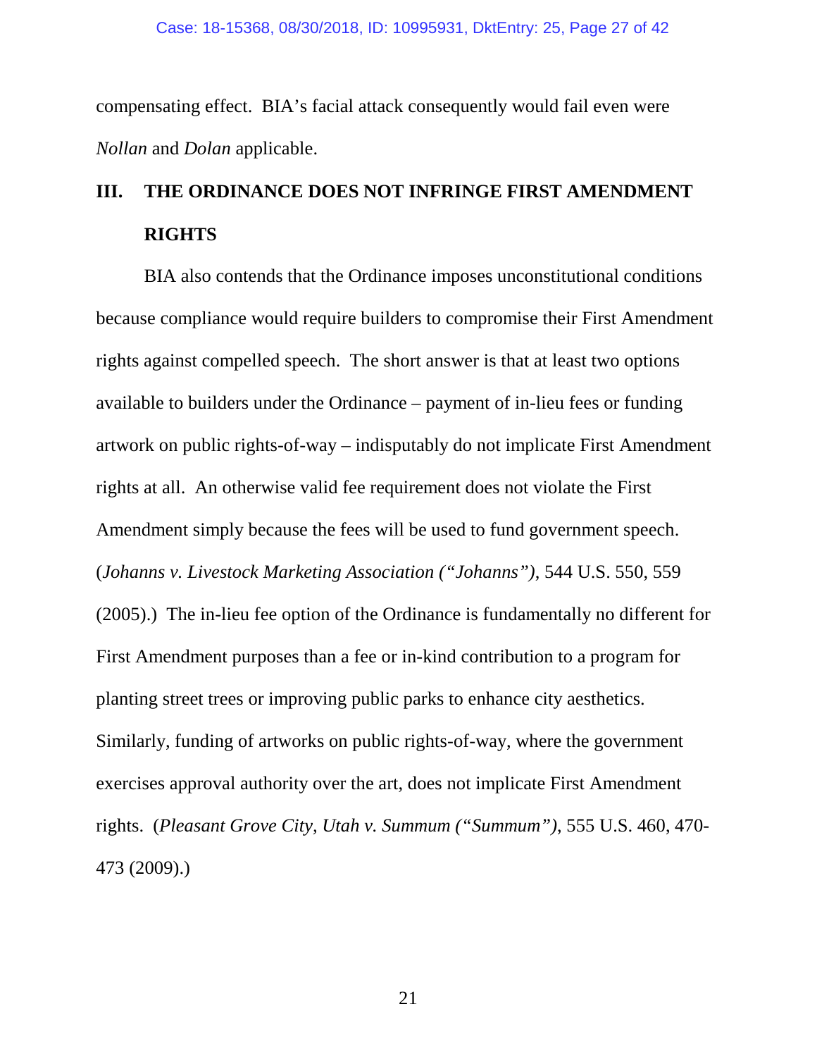compensating effect. BIA's facial attack consequently would fail even were *Nollan* and *Dolan* applicable.

## III. THE ORDINANCE DOES NOT INFRINGE FIRST AMENDMENT RIGHTS

BIA also contends that the Ordinance imposes unconstitutional conditions because compliance would require builders to compromise their First Amendment rights against compelled speech. The short answer is that at least two options available to builders under the Ordinance – payment of in-lieu fees or funding artwork on public rights-of-way – indisputably do not implicate First Amendment rights at all. An otherwise valid fee requirement does not violate the First Amendment simply because the fees will be used to fund government speech. (*Johanns v. Livestock Marketing Association ("Johanns")*, 544 U.S. 550, 559 (2005).) The in-lieu fee option of the Ordinance is fundamentally no different for First Amendment purposes than a fee or in-kind contribution to a program for planting street trees or improving public parks to enhance city aesthetics. Similarly, funding of artworks on public rights-of-way, where the government exercises approval authority over the art, does not implicate First Amendment rights. (*Pleasant Grove City, Utah v. Summum ("Summum")*, 555 U.S. 460, 470-473 (2009).)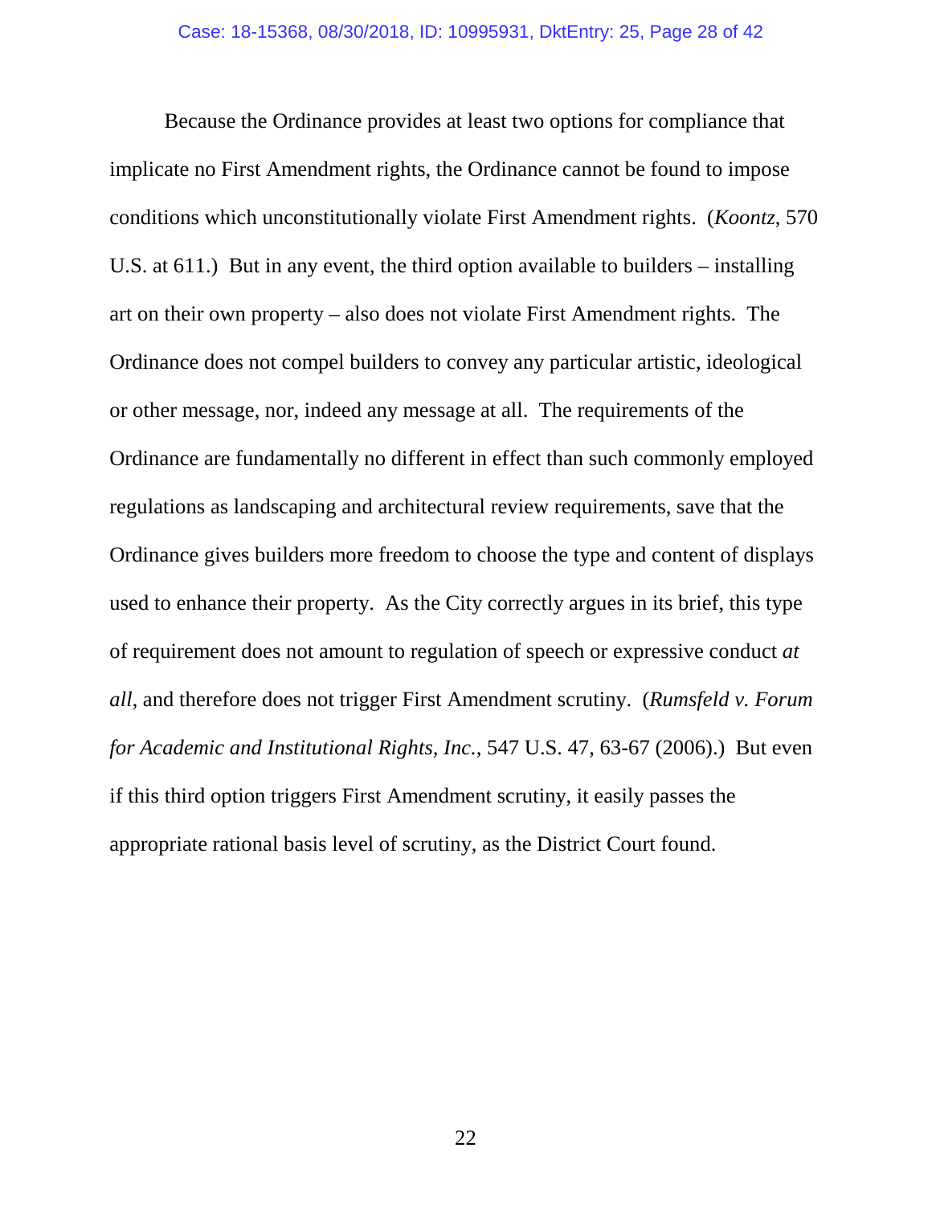Because the Ordinance provides at least two options for compliance that implicate no First Amendment rights, the Ordinance cannot be found to impose conditions which unconstitutionally violate First Amendment rights. (*Koontz*, 570 U.S. at 611.) But in any event, the third option available to builders – installing art on their own property – also does not violate First Amendment rights. The Ordinance does not compel builders to convey any particular artistic, ideological or other message, nor, indeed any message at all. The requirements of the Ordinance are fundamentally no different in effect than such commonly employed regulations as landscaping and architectural review requirements, save that the Ordinance gives builders more freedom to choose the type and content of displays used to enhance their property. As the City correctly argues in its brief, this type of requirement does not amount to regulation of speech or expressive conduct *at all*, and therefore does not trigger First Amendment scrutiny. (*Rumsfeld v. Forum for Academic and Institutional Rights, Inc.*, 547 U.S. 47, 63-67 (2006).) But even if this third option triggers First Amendment scrutiny, it easily passes the appropriate rational basis level of scrutiny, as the District Court found.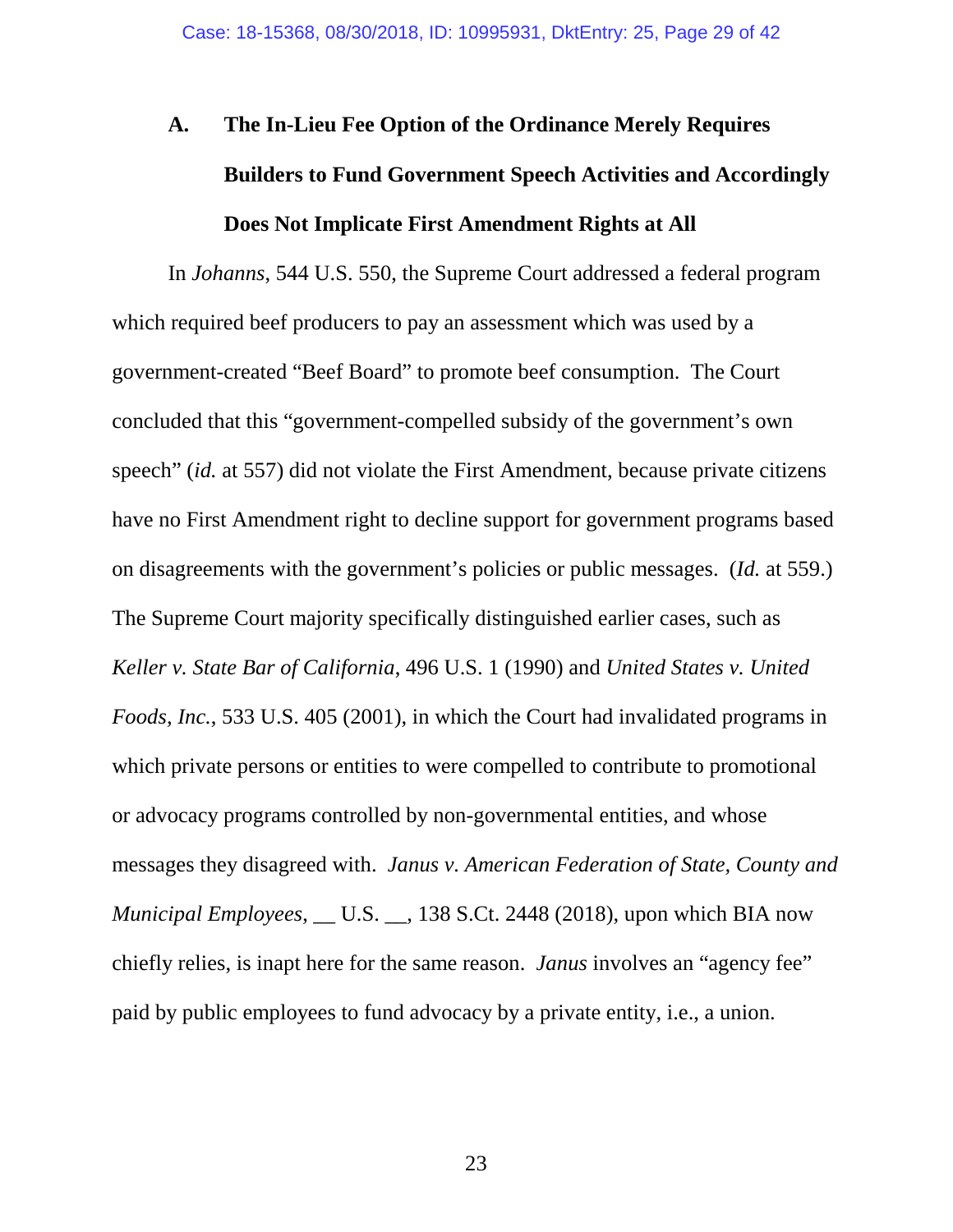### A. The In-Lieu Fee Option of the Ordinance Merely Requires Builders to Fund Government Speech Activities and Accordingly Does Not Implicate First Amendment Rights at All

In *Johanns*, 544 U.S. 550, the Supreme Court addressed a federal program which required beef producers to pay an assessment which was used by a government-created "Beef Board" to promote beef consumption. The Court concluded that this "government-compelled subsidy of the government's own speech" (*id.* at 557) did not violate the First Amendment, because private citizens have no First Amendment right to decline support for government programs based on disagreements with the government's policies or public messages. (*Id.* at 559.) The Supreme Court majority specifically distinguished earlier cases, such as *Keller v. State Bar of California*, 496 U.S. 1 (1990) and *United States v. United Foods, Inc.*, 533 U.S. 405 (2001), in which the Court had invalidated programs in which private persons or entities to were compelled to contribute to promotional or advocacy programs controlled by non-governmental entities, and whose messages they disagreed with. *Janus v. American Federation of State, County and Municipal Employees*, __ U.S. __, 138 S.Ct. 2448 (2018), upon which BIA now chiefly relies, is inapt here for the same reason. *Janus* involves an "agency fee" paid by public employees to fund advocacy by a private entity, i.e., a union.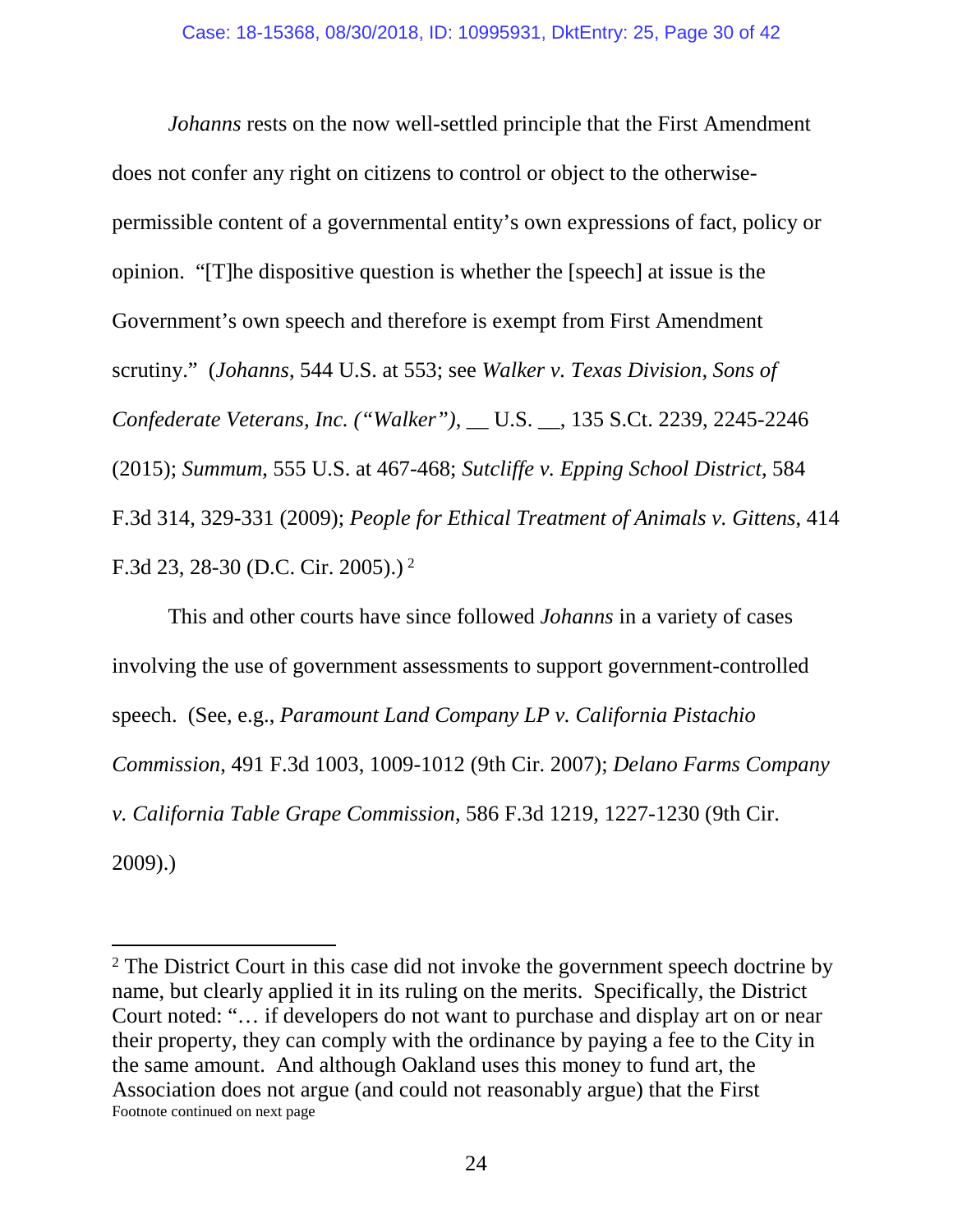*Johanns* rests on the now well-settled principle that the First Amendment does not confer any right on citizens to control or object to the otherwise-permissible content of a governmental entity's own expressions of fact, policy or opinion. "[T]he dispositive question is whether the [speech] at issue is the Government's own speech and therefore is exempt from First Amendment scrutiny." (*Johanns*, 544 U.S. at 553; see *Walker v. Texas Division, Sons of Confederate Veterans, Inc. ("Walker")*, __ U.S. __, 135 S.Ct. 2239, 2245-2246 (2015); *Summum*, 555 U.S. at 467-468; *Sutcliffe v. Epping School District*, 584 F.3d 314, 329-331 (2009); *People for Ethical Treatment of Animals v. Gittens*, 414 F.3d 23, 28-30 (D.C. Cir. 2005).) [2]

This and other courts have since followed *Johanns* in a variety of cases involving the use of government assessments to support government-controlled speech. (See, e.g., *Paramount Land Company LP v. California Pistachio Commission*, 491 F.3d 1003, 1009-1012 (9th Cir. 2007); *Delano Farms Company v. California Table Grape Commission*, 586 F.3d 1219, 1227-1230 (9th Cir. 2009).)

---

[2] The District Court in this case did not invoke the government speech doctrine by name, but clearly applied it in its ruling on the merits. Specifically, the District Court noted: "… if developers do not want to purchase and display art on or near their property, they can comply with the ordinance by paying a fee to the City in the same amount. And although Oakland uses this money to fund art, the Association does not argue (and could not reasonably argue) that the First

Footnote continued on next page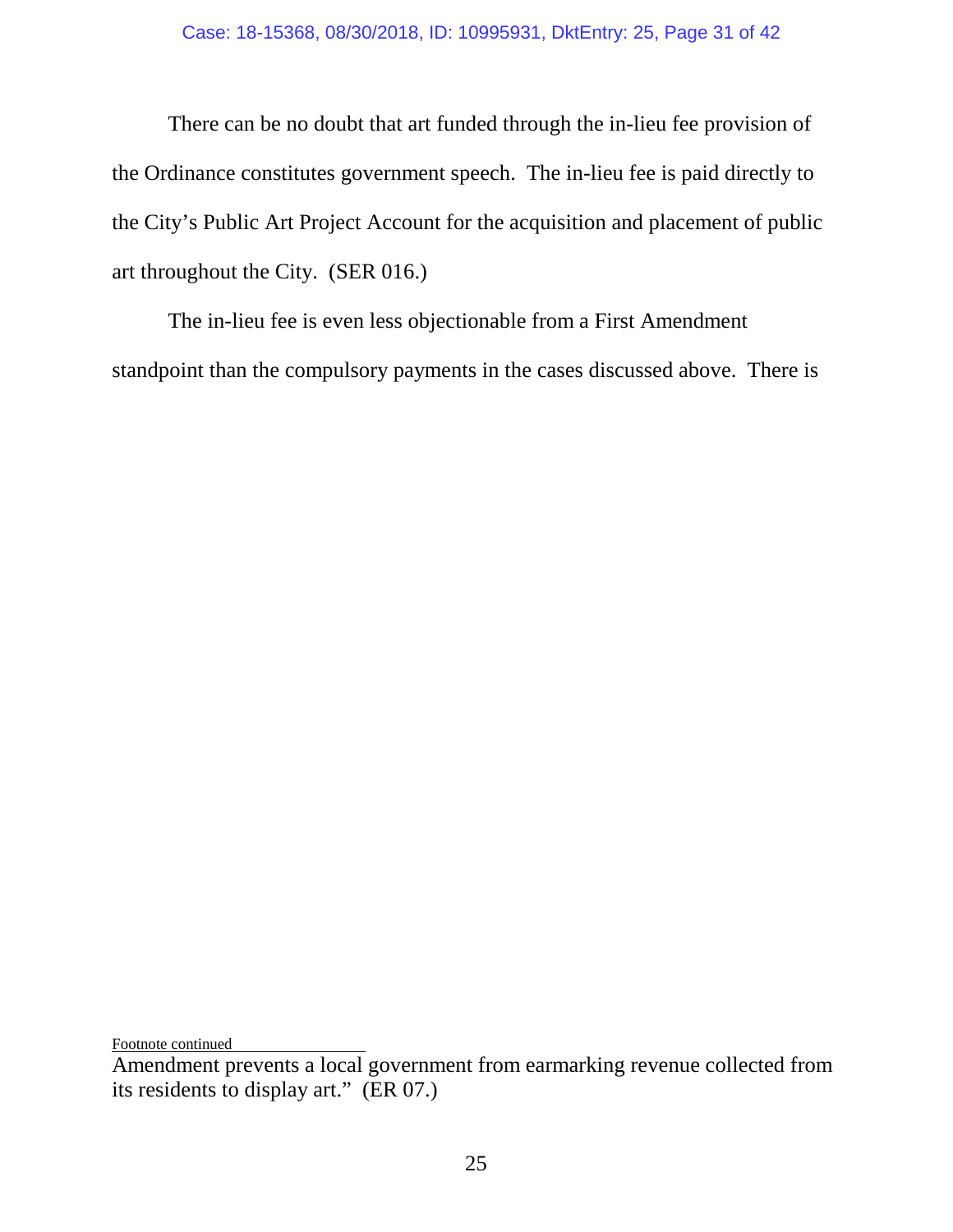There can be no doubt that art funded through the in-lieu fee provision of the Ordinance constitutes government speech. The in-lieu fee is paid directly to the City's Public Art Project Account for the acquisition and placement of public art throughout the City. (SER 016.)

The in-lieu fee is even less objectionable from a First Amendment standpoint than the compulsory payments in the cases discussed above. There is

---

Footnote continued

Amendment prevents a local government from earmarking revenue collected from its residents to display art." (ER 07.)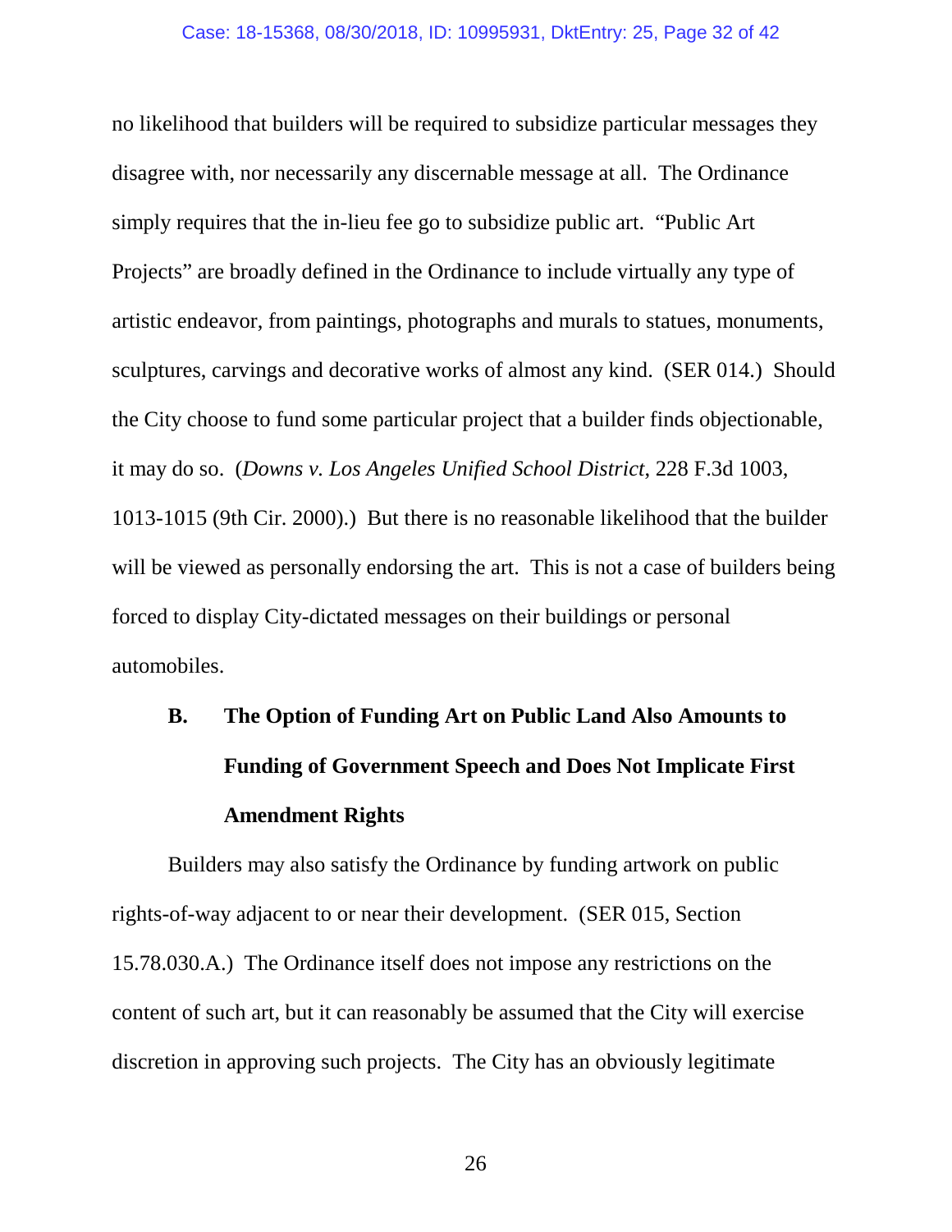no likelihood that builders will be required to subsidize particular messages they disagree with, nor necessarily any discernable message at all. The Ordinance simply requires that the in-lieu fee go to subsidize public art. "Public Art Projects" are broadly defined in the Ordinance to include virtually any type of artistic endeavor, from paintings, photographs and murals to statues, monuments, sculptures, carvings and decorative works of almost any kind. (SER 014.) Should the City choose to fund some particular project that a builder finds objectionable, it may do so. (*Downs v. Los Angeles Unified School District*, 228 F.3d 1003, 1013-1015 (9th Cir. 2000).) But there is no reasonable likelihood that the builder will be viewed as personally endorsing the art. This is not a case of builders being forced to display City-dictated messages on their buildings or personal automobiles.

### B. The Option of Funding Art on Public Land Also Amounts to Funding of Government Speech and Does Not Implicate First Amendment Rights

Builders may also satisfy the Ordinance by funding artwork on public rights-of-way adjacent to or near their development. (SER 015, Section 15.78.030.A.) The Ordinance itself does not impose any restrictions on the content of such art, but it can reasonably be assumed that the City will exercise discretion in approving such projects. The City has an obviously legitimate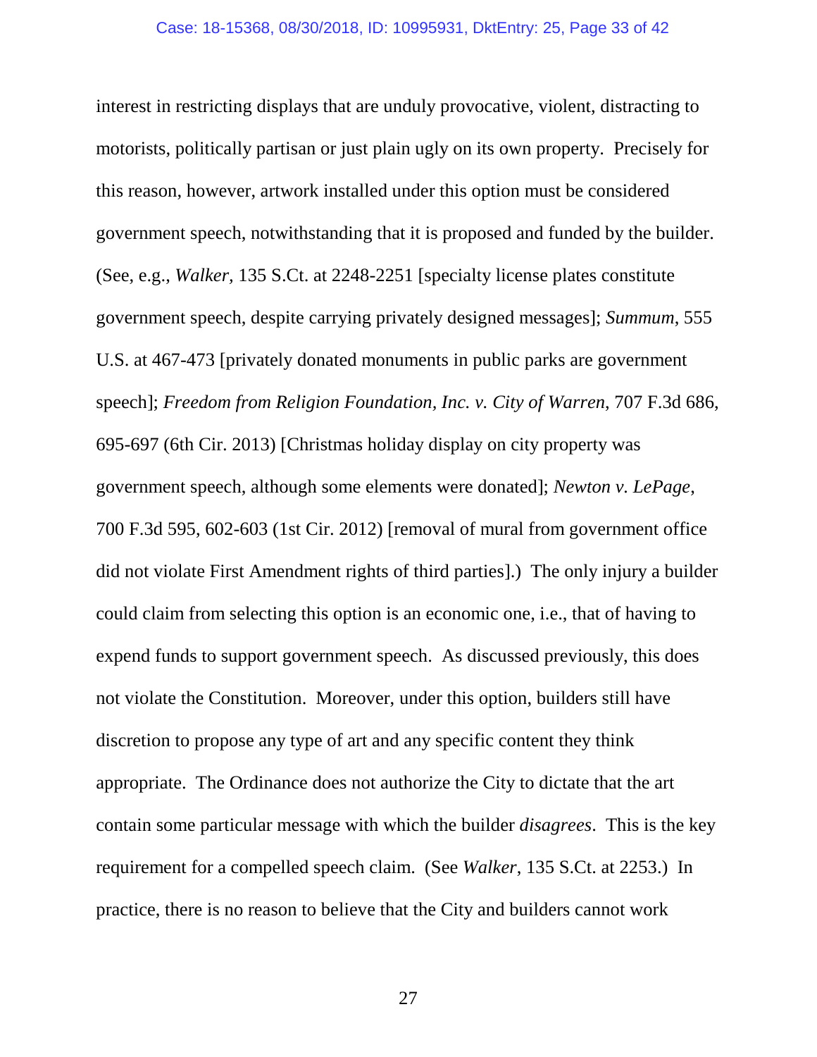interest in restricting displays that are unduly provocative, violent, distracting to motorists, politically partisan or just plain ugly on its own property. Precisely for this reason, however, artwork installed under this option must be considered government speech, notwithstanding that it is proposed and funded by the builder. (See, e.g., *Walker,* 135 S.Ct. at 2248-2251 [specialty license plates constitute government speech, despite carrying privately designed messages]; *Summum*, 555 U.S. at 467-473 [privately donated monuments in public parks are government speech]; *Freedom from Religion Foundation, Inc. v. City of Warren*, 707 F.3d 686, 695-697 (6th Cir. 2013) [Christmas holiday display on city property was government speech, although some elements were donated]; *Newton v. LePage*, 700 F.3d 595, 602-603 (1st Cir. 2012) [removal of mural from government office did not violate First Amendment rights of third parties].) The only injury a builder could claim from selecting this option is an economic one, i.e., that of having to expend funds to support government speech. As discussed previously, this does not violate the Constitution. Moreover, under this option, builders still have discretion to propose any type of art and any specific content they think appropriate. The Ordinance does not authorize the City to dictate that the art contain some particular message with which the builder *disagrees*. This is the key requirement for a compelled speech claim. (See *Walker*, 135 S.Ct. at 2253.) In practice, there is no reason to believe that the City and builders cannot work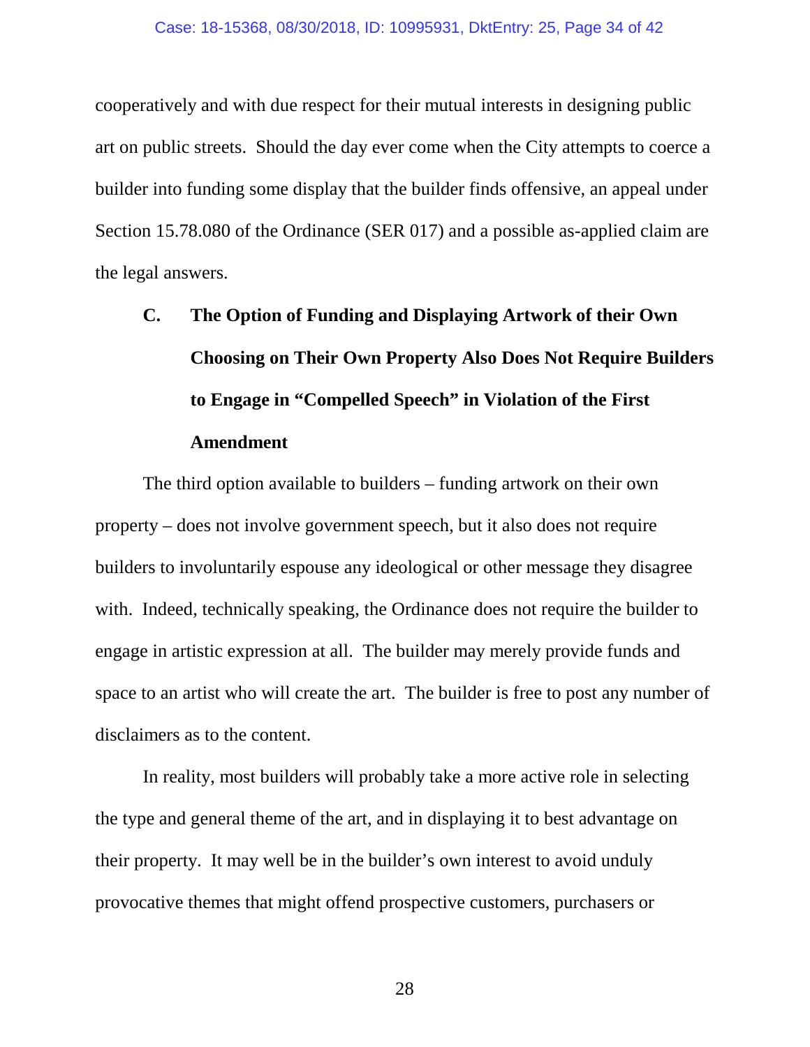cooperatively and with due respect for their mutual interests in designing public art on public streets. Should the day ever come when the City attempts to coerce a builder into funding some display that the builder finds offensive, an appeal under Section 15.78.080 of the Ordinance (SER 017) and a possible as-applied claim are the legal answers.

### C. The Option of Funding and Displaying Artwork of their Own Choosing on Their Own Property Also Does Not Require Builders to Engage in "Compelled Speech" in Violation of the First Amendment

The third option available to builders – funding artwork on their own property – does not involve government speech, but it also does not require builders to involuntarily espouse any ideological or other message they disagree with. Indeed, technically speaking, the Ordinance does not require the builder to engage in artistic expression at all. The builder may merely provide funds and space to an artist who will create the art. The builder is free to post any number of disclaimers as to the content.

In reality, most builders will probably take a more active role in selecting the type and general theme of the art, and in displaying it to best advantage on their property. It may well be in the builder's own interest to avoid unduly provocative themes that might offend prospective customers, purchasers or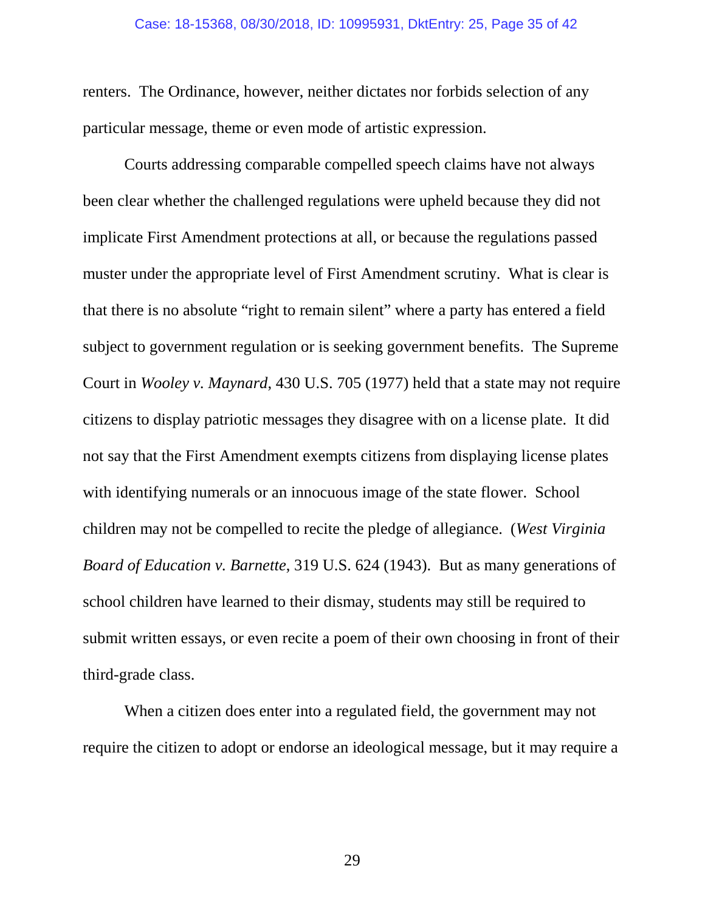renters. The Ordinance, however, neither dictates nor forbids selection of any particular message, theme or even mode of artistic expression.

Courts addressing comparable compelled speech claims have not always been clear whether the challenged regulations were upheld because they did not implicate First Amendment protections at all, or because the regulations passed muster under the appropriate level of First Amendment scrutiny. What is clear is that there is no absolute "right to remain silent" where a party has entered a field subject to government regulation or is seeking government benefits. The Supreme Court in *Wooley v. Maynard*, 430 U.S. 705 (1977) held that a state may not require citizens to display patriotic messages they disagree with on a license plate. It did not say that the First Amendment exempts citizens from displaying license plates with identifying numerals or an innocuous image of the state flower. School children may not be compelled to recite the pledge of allegiance. (*West Virginia Board of Education v. Barnette*, 319 U.S. 624 (1943). But as many generations of school children have learned to their dismay, students may still be required to submit written essays, or even recite a poem of their own choosing in front of their third-grade class.

When a citizen does enter into a regulated field, the government may not require the citizen to adopt or endorse an ideological message, but it may require a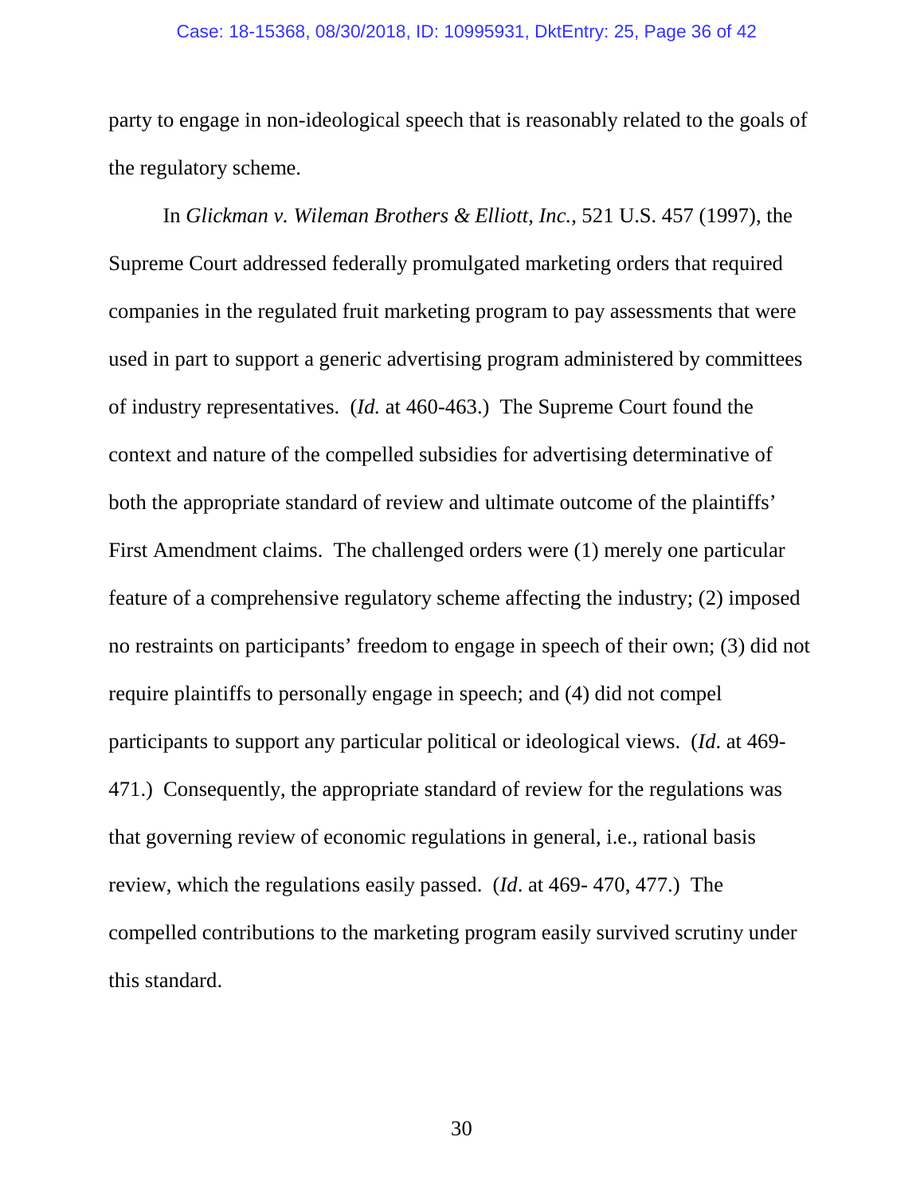party to engage in non-ideological speech that is reasonably related to the goals of the regulatory scheme.

In *Glickman v. Wileman Brothers & Elliott, Inc.*, 521 U.S. 457 (1997), the Supreme Court addressed federally promulgated marketing orders that required companies in the regulated fruit marketing program to pay assessments that were used in part to support a generic advertising program administered by committees of industry representatives. (*Id.* at 460-463.) The Supreme Court found the context and nature of the compelled subsidies for advertising determinative of both the appropriate standard of review and ultimate outcome of the plaintiffs' First Amendment claims. The challenged orders were (1) merely one particular feature of a comprehensive regulatory scheme affecting the industry; (2) imposed no restraints on participants' freedom to engage in speech of their own; (3) did not require plaintiffs to personally engage in speech; and (4) did not compel participants to support any particular political or ideological views. (*Id*. at 469-471.) Consequently, the appropriate standard of review for the regulations was that governing review of economic regulations in general, i.e., rational basis review, which the regulations easily passed. (*Id*. at 469- 470, 477.) The compelled contributions to the marketing program easily survived scrutiny under this standard.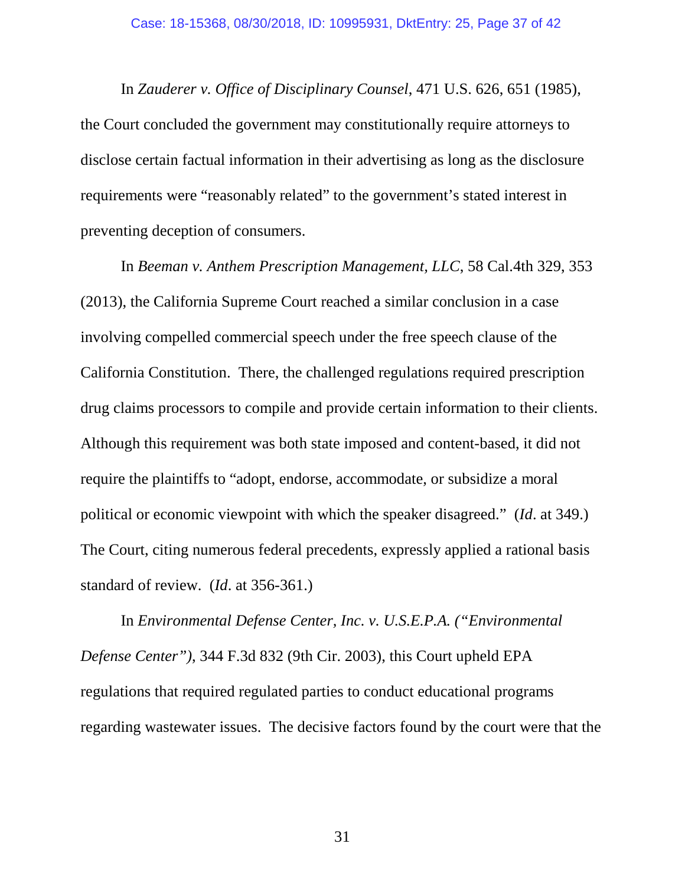In *Zauderer v. Office of Disciplinary Counsel*, 471 U.S. 626, 651 (1985), the Court concluded the government may constitutionally require attorneys to disclose certain factual information in their advertising as long as the disclosure requirements were "reasonably related" to the government's stated interest in preventing deception of consumers.

In *Beeman v. Anthem Prescription Management, LLC*, 58 Cal.4th 329, 353 (2013), the California Supreme Court reached a similar conclusion in a case involving compelled commercial speech under the free speech clause of the California Constitution. There, the challenged regulations required prescription drug claims processors to compile and provide certain information to their clients. Although this requirement was both state imposed and content-based, it did not require the plaintiffs to "adopt, endorse, accommodate, or subsidize a moral political or economic viewpoint with which the speaker disagreed." (*Id*. at 349.) The Court, citing numerous federal precedents, expressly applied a rational basis standard of review. (*Id*. at 356-361.)

In *Environmental Defense Center, Inc. v. U.S.E.P.A. ("Environmental Defense Center")*, 344 F.3d 832 (9th Cir. 2003), this Court upheld EPA regulations that required regulated parties to conduct educational programs regarding wastewater issues. The decisive factors found by the court were that the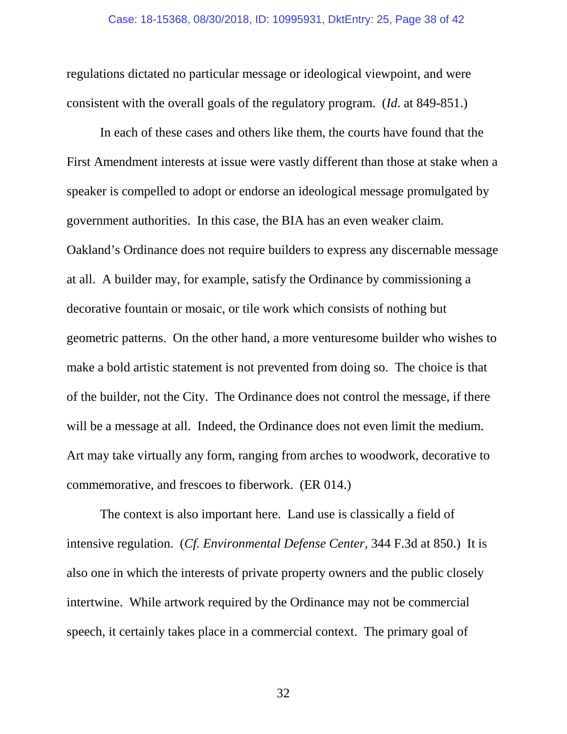regulations dictated no particular message or ideological viewpoint, and were consistent with the overall goals of the regulatory program. (*Id*. at 849-851.)

In each of these cases and others like them, the courts have found that the First Amendment interests at issue were vastly different than those at stake when a speaker is compelled to adopt or endorse an ideological message promulgated by government authorities. In this case, the BIA has an even weaker claim. Oakland's Ordinance does not require builders to express any discernable message at all. A builder may, for example, satisfy the Ordinance by commissioning a decorative fountain or mosaic, or tile work which consists of nothing but geometric patterns. On the other hand, a more venturesome builder who wishes to make a bold artistic statement is not prevented from doing so. The choice is that of the builder, not the City. The Ordinance does not control the message, if there will be a message at all. Indeed, the Ordinance does not even limit the medium. Art may take virtually any form, ranging from arches to woodwork, decorative to commemorative, and frescoes to fiberwork. (ER 014.)

The context is also important here. Land use is classically a field of intensive regulation. (*Cf. Environmental Defense Center,* 344 F.3d at 850.) It is also one in which the interests of private property owners and the public closely intertwine. While artwork required by the Ordinance may not be commercial speech, it certainly takes place in a commercial context. The primary goal of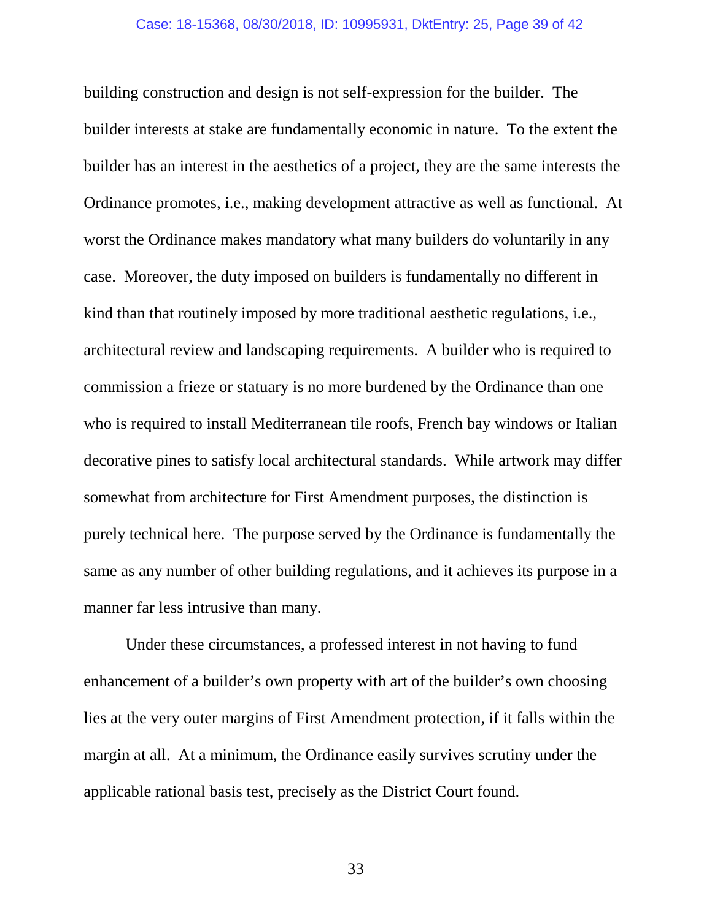building construction and design is not self-expression for the builder. The builder interests at stake are fundamentally economic in nature. To the extent the builder has an interest in the aesthetics of a project, they are the same interests the Ordinance promotes, i.e., making development attractive as well as functional. At worst the Ordinance makes mandatory what many builders do voluntarily in any case. Moreover, the duty imposed on builders is fundamentally no different in kind than that routinely imposed by more traditional aesthetic regulations, i.e., architectural review and landscaping requirements. A builder who is required to commission a frieze or statuary is no more burdened by the Ordinance than one who is required to install Mediterranean tile roofs, French bay windows or Italian decorative pines to satisfy local architectural standards. While artwork may differ somewhat from architecture for First Amendment purposes, the distinction is purely technical here. The purpose served by the Ordinance is fundamentally the same as any number of other building regulations, and it achieves its purpose in a manner far less intrusive than many.

Under these circumstances, a professed interest in not having to fund enhancement of a builder's own property with art of the builder's own choosing lies at the very outer margins of First Amendment protection, if it falls within the margin at all. At a minimum, the Ordinance easily survives scrutiny under the applicable rational basis test, precisely as the District Court found.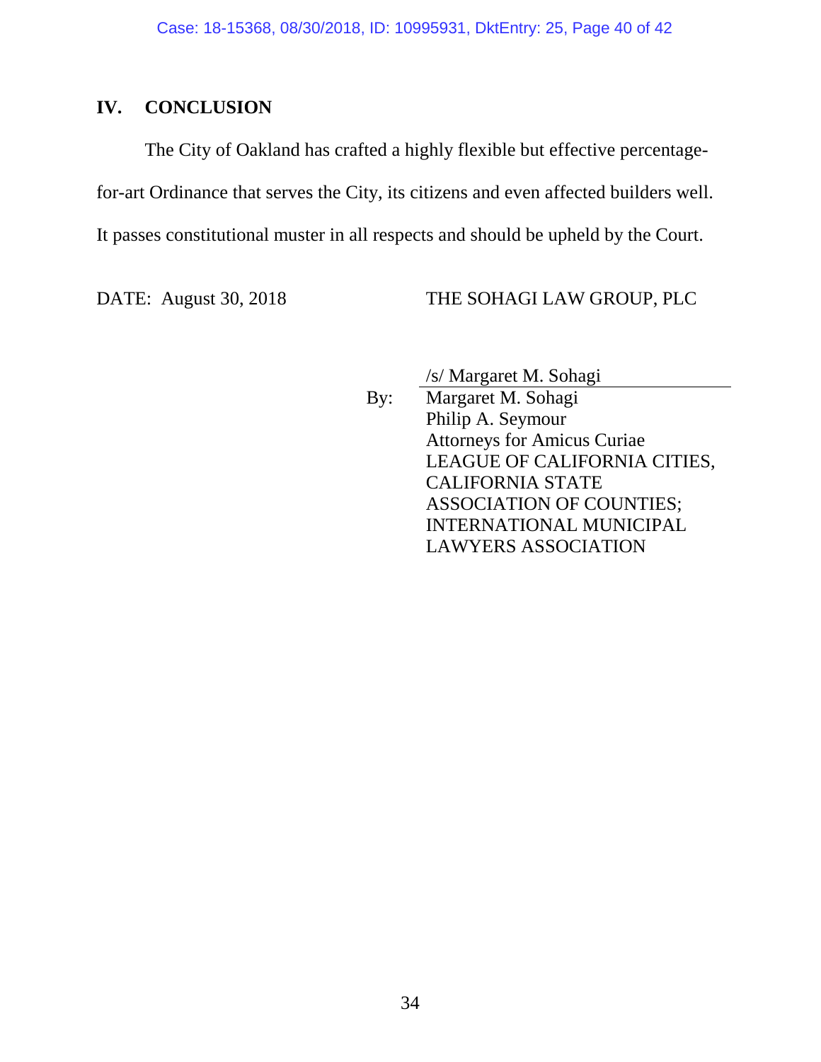## IV. CONCLUSION

The City of Oakland has crafted a highly flexible but effective percentage-for-art Ordinance that serves the City, its citizens and even affected builders well. It passes constitutional muster in all respects and should be upheld by the Court.

DATE: August 30, 2018

THE SOHAGI LAW GROUP, PLC

/s/ Margaret M. Sohagi

By: Margaret M. Sohagi
Philip A. Seymour
Attorneys for Amicus Curiae
LEAGUE OF CALIFORNIA CITIES,
CALIFORNIA STATE
ASSOCIATION OF COUNTIES;
INTERNATIONAL MUNICIPAL
LAWYERS ASSOCIATION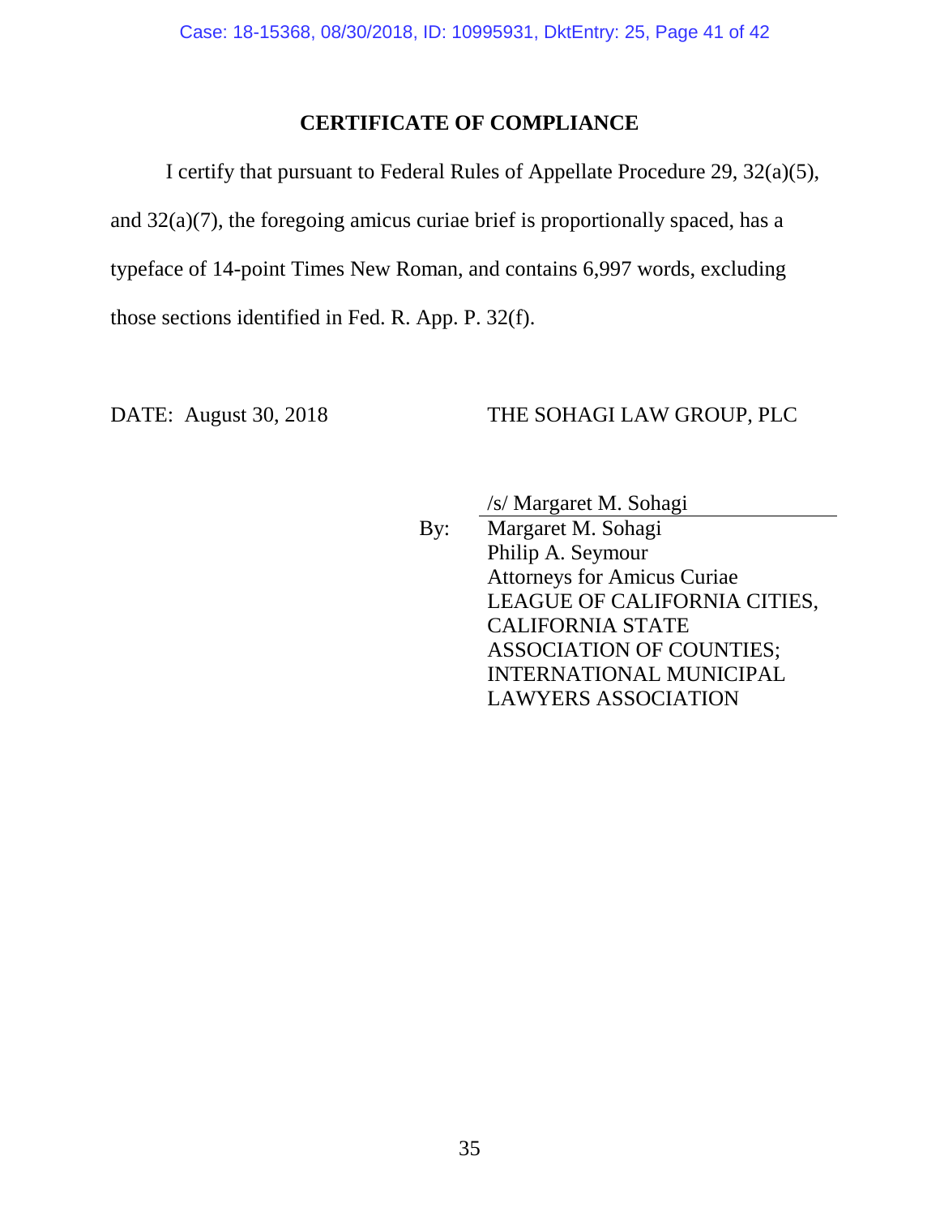# CERTIFICATE OF COMPLIANCE

I certify that pursuant to Federal Rules of Appellate Procedure 29, 32(a)(5), and 32(a)(7), the foregoing amicus curiae brief is proportionally spaced, has a typeface of 14-point Times New Roman, and contains 6,997 words, excluding those sections identified in Fed. R. App. P. 32(f).

DATE: August 30, 2018

THE SOHAGI LAW GROUP, PLC

/s/ Margaret M. Sohagi

By: Margaret M. Sohagi
Philip A. Seymour
Attorneys for Amicus Curiae
LEAGUE OF CALIFORNIA CITIES, CALIFORNIA STATE ASSOCIATION OF COUNTIES; INTERNATIONAL MUNICIPAL LAWYERS ASSOCIATION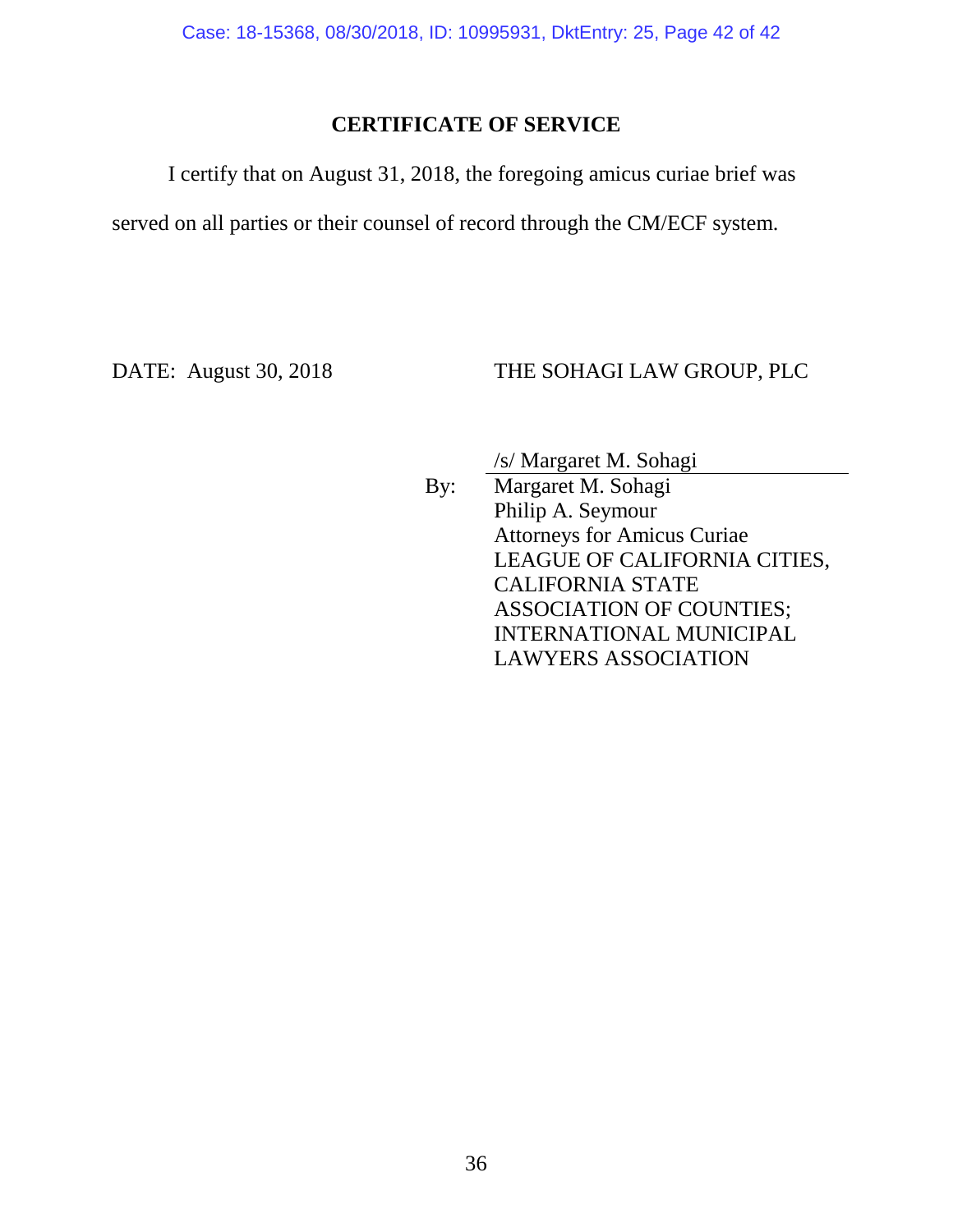# CERTIFICATE OF SERVICE

I certify that on August 31, 2018, the foregoing amicus curiae brief was served on all parties or their counsel of record through the CM/ECF system.

DATE: August 30, 2018

THE SOHAGI LAW GROUP, PLC

/s/ Margaret M. Sohagi

By: Margaret M. Sohagi
Philip A. Seymour
Attorneys for Amicus Curiae
LEAGUE OF CALIFORNIA CITIES, CALIFORNIA STATE ASSOCIATION OF COUNTIES; INTERNATIONAL MUNICIPAL LAWYERS ASSOCIATION